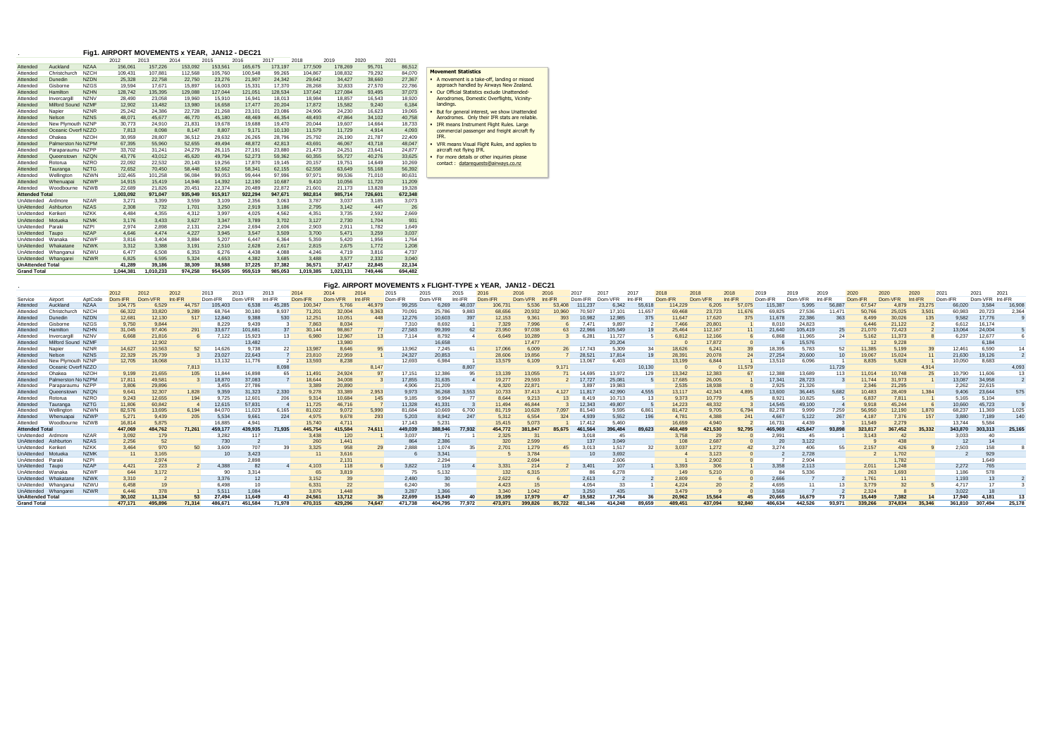## Fig1. AIRPORT MOVEMENTS x YEAR, JAN12 - DEC21

| | | | 2012 | 2013 | 2014 | 2015 | 2016 | 2017 | 2018 | 2019 | 2020 | 2021 |
|---|---|---|---|---|---|---|---|---|---|---|---|---|
| Attended | Auckland | NZAA | 156,061 | 157,226 | 153,092 | 153,561 | 165,675 | 173,197 | 177,509 | 178,269 | 95,701 | 86,512 |
| Attended | Christchurch | NZCH | 109,431 | 107,881 | 112,568 | 105,760 | 100,548 | 99,265 | 104,867 | 108,832 | 79,292 | 84,070 |
| Attended | Dunedin | NZDN | 25,328 | 22,758 | 22,750 | 23,276 | 21,907 | 24,342 | 29,642 | 34,427 | 38,660 | 27,367 |
| Attended | Gisborne | NZGS | 19,594 | 17,671 | 15,897 | 16,003 | 15,331 | 17,370 | 28,268 | 32,833 | 27,570 | 22,786 |
| Attended | Hamilton | NZHN | 128,742 | 135,395 | 129,088 | 127,044 | 121,051 | 128,534 | 137,642 | 127,084 | 93,495 | 37,073 |
| Attended | Invercargill | NZNV | 28,490 | 23,058 | 19,960 | 15,910 | 16,941 | 18,013 | 18,984 | 18,857 | 16,543 | 18,920 |
| Attended | Milford Sound | NZMF | 12,902 | 13,482 | 13,980 | 16,658 | 17,477 | 20,204 | 17,872 | 15,582 | 9,240 | 6,184 |
| Attended | Napier | NZNR | 25,242 | 24,386 | 22,728 | 21,268 | 23,101 | 23,086 | 24,906 | 24,230 | 16,623 | 19,065 |
| Attended | Nelson | NZNS | 48,071 | 45,677 | 46,770 | 45,180 | 48,469 | 46,354 | 48,493 | 47,864 | 34,102 | 40,758 |
| Attended | New Plymouth | NZNP | 30,773 | 24,910 | 21,831 | 19,678 | 19,688 | 19,470 | 20,044 | 19,607 | 14,664 | 18,733 |
| Attended | Oceanic Overfl | NZZO | 7,813 | 8,098 | 8,147 | 8,807 | 9,171 | 10,130 | 11,579 | 11,729 | 4,914 | 4,093 |
| Attended | Ohakea | NZOH | 30,959 | 28,807 | 36,512 | 29,632 | 26,265 | 28,796 | 25,792 | 26,190 | 21,787 | 22,409 |
| Attended | Palmerston No | NZPM | 67,395 | 55,960 | 52,655 | 49,494 | 48,872 | 42,813 | 43,691 | 46,067 | 43,718 | 48,047 |
| Attended | Paraparaumu | NZPP | 33,702 | 31,241 | 24,279 | 26,115 | 27,191 | 23,880 | 21,473 | 24,251 | 23,641 | 24,877 |
| Attended | Queenstown | NZQN | 43,776 | 43,012 | 45,620 | 49,794 | 52,273 | 59,362 | 60,355 | 55,727 | 40,276 | 33,625 |
| Attended | Rotorua | NZRO | 22,092 | 22,532 | 20,143 | 19,256 | 17,870 | 19,145 | 20,157 | 19,751 | 14,649 | 10,269 |
| Attended | Tauranga | NZTG | 72,652 | 70,450 | 58,448 | 52,662 | 58,341 | 62,155 | 62,558 | 63,649 | 55,168 | 56,392 |
| Attended | Wellington | NZWN | 102,465 | 101,258 | 96,084 | 99,053 | 99,444 | 97,996 | 97,971 | 99,536 | 71,010 | 80,631 |
| Attended | Whenuapai | NZWP | 14,915 | 15,419 | 14,946 | 14,392 | 12,190 | 10,687 | 9,410 | 10,056 | 11,720 | 11,209 |
| Attended | Woodbourne | NZWB | 22,689 | 21,826 | 20,451 | 22,374 | 20,489 | 22,872 | 21,601 | 21,173 | 13,828 | 19,328 |
| **Attended Total** | | | **1,003,092** | **971,047** | **935,949** | **915,917** | **922,294** | **947,671** | **982,814** | **985,714** | **726,601** | **672,348** |
| UnAttended | Ardmore | NZAR | 3,271 | 3,399 | 3,559 | 3,109 | 2,356 | 3,063 | 3,787 | 3,037 | 3,185 | 3,073 |
| UnAttended | Ashburton | NZAS | 2,308 | 732 | 1,701 | 3,250 | 2,919 | 3,186 | 2,795 | 3,142 | 447 | 26 |
| UnAttended | Kerikeri | NZKK | 4,484 | 4,355 | 4,312 | 3,997 | 4,025 | 4,562 | 4,351 | 3,735 | 2,592 | 2,669 |
| UnAttended | Motueka | NZMK | 3,176 | 3,433 | 3,627 | 3,347 | 3,789 | 3,702 | 3,127 | 2,730 | 1,704 | 931 |
| UnAttended | Paraki | NZPI | 2,974 | 2,898 | 2,131 | 2,294 | 2,694 | 2,606 | 2,903 | 2,911 | 1,782 | 1,649 |
| UnAttended | Taupo | NZAP | 4,646 | 4,474 | 4,227 | 3,945 | 3,547 | 3,509 | 3,700 | 5,471 | 3,259 | 3,037 |
| UnAttended | Wanaka | NZWF | 3,816 | 3,404 | 3,884 | 5,207 | 6,447 | 6,364 | 5,359 | 5,420 | 1,956 | 1,764 |
| UnAttended | Whakatane | NZWK | 3,312 | 3,388 | 3,191 | 2,510 | 2,628 | 2,617 | 2,815 | 2,675 | 1,772 | 1,208 |
| UnAttended | Whanganui | NZWU | 6,477 | 6,508 | 6,353 | 6,276 | 4,438 | 4,088 | 4,246 | 4,719 | 3,816 | 4,737 |
| UnAttended | Whangarei | NZWR | 6,825 | 6,595 | 5,324 | 4,653 | 4,382 | 3,685 | 3,488 | 3,577 | 2,332 | 3,040 |
| **UnAttended Total** | | | **41,289** | **39,186** | **38,309** | **38,588** | **37,225** | **37,382** | **36,571** | **37,417** | **22,845** | **22,134** |
| **Grand Total** | | | **1,044,381** | **1,010,233** | **974,258** | **954,505** | **959,519** | **985,053** | **1,019,385** | **1,023,131** | **749,446** | **694,482** |

**Movement Statistics**

- A movement is a take-off, landing or missed approach handled by Airways New Zealand.
- Our Official Statistics exclude Unattended-Aerodromes, Domestic Overflights, Vicinity-landings.
- But for general interest, we show Unattended Aerodromes. Only their IFR stats are reliable.
- IFR means Instrument Flight Rules. Large commercial passenger and freight aircraft fly IFR.
- VFR means Visual Flight Rules, and applies to aircraft not flying IFR.
- For more details or other inquiries please contact : datarequests@airways.co.nz

## Fig2. AIRPORT MOVEMENTS x FLIGHT-TYPE x YEAR, JAN12 - DEC21

| | | | 2012 | 2012 | 2012 | 2013 | 2013 | 2013 | 2014 | 2014 | 2014 | 2015 | 2015 | 2015 | 2016 | 2016 | 2016 | 2017 | 2017 | 2017 | 2018 | 2018 | 2018 | 2019 | 2019 | 2019 | 2020 | 2020 | 2020 | 2021 | 2021 | 2021 |
|---|---|---|---|---|---|---|---|---|---|---|---|---|---|---|---|---|---|---|---|---|---|---|---|---|---|---|---|---|---|---|---|---|
| Service | Airport | AptCode | Dom-IFR | Dom-VFR | Int-IFR | Dom-IFR | Dom-VFR | Int-IFR | Dom-IFR | Dom-VFR | Int-IFR | Dom-IFR | Dom-VFR | Int-IFR | Dom-IFR | Dom-VFR | Int-IFR | Dom-IFR | Dom-VFR | Int-IFR | Dom-IFR | Dom-VFR | Int-IFR | Dom-IFR | Dom-VFR | Int-IFR | Dom-IFR | Dom-VFR | Int-IFR | Dom-IFR | Dom-VFR | Int-IFR |
| Attended | Auckland | NZAA | 104,775 | 6,529 | 44,757 | 105,403 | 6,538 | 45,285 | 100,347 | 5,766 | 46,979 | 99,255 | 6,269 | 48,037 | 106,731 | 5,536 | 53,408 | 111,237 | 6,342 | 55,618 | 114,229 | 6,205 | 57,075 | 115,387 | 5,995 | 56,887 | 67,547 | 4,879 | 23,275 | 66,020 | 3,584 | 16,908 |
| Attended | Christchurch | NZCH | 66,322 | 33,820 | 9,289 | 68,764 | 30,180 | 8,937 | 71,201 | 32,004 | 9,363 | 70,091 | 25,786 | 9,883 | 68,656 | 20,932 | 10,960 | 70,507 | 17,101 | 11,657 | 69,468 | 23,723 | 11,676 | 69,825 | 27,536 | 11,471 | 50,766 | 25,025 | 3,501 | 60,983 | 20,723 | 2,364 |
| Attended | Dunedin | NZDN | 12,681 | 12,130 | 517 | 12,840 | 9,388 | 530 | 12,251 | 10,051 | 448 | 12,276 | 10,603 | 397 | 12,153 | 9,361 | 393 | 10,982 | 12,985 | 375 | 11,647 | 17,620 | 375 | 11,678 | 22,386 | 363 | 8,499 | 30,026 | 135 | 9,582 | 17,776 | 9 |
| Attended | Gisborne | NZGS | 9,750 | 9,844 | | 8,229 | 9,439 | 3 | 7,863 | 8,034 | | 7,310 | 8,692 | 1 | 7,329 | 7,996 | 6 | 7,471 | 9,897 | 2 | 7,466 | 20,801 | 1 | 8,010 | 24,823 | | 6,446 | 21,122 | 2 | 6,612 | 16,174 | |
| Attended | Hamilton | NZHN | 31,045 | 97,406 | 291 | 33,677 | 101,681 | 37 | 30,144 | 98,867 | 77 | 27,583 | 99,399 | 62 | 23,950 | 97,038 | 63 | 22,966 | 105,549 | 19 | 25,464 | 112,167 | 11 | 21,640 | 105,419 | 25 | 21,070 | 72,423 | 2 | 13,064 | 24,004 | 5 |
| Attended | Invercargill | NZNV | 6,668 | 21,816 | 6 | 7,122 | 15,923 | 13 | 6,980 | 12,967 | 13 | 7,114 | 8,792 | 4 | 6,649 | 10,289 | 3 | 6,281 | 11,727 | 5 | 6,812 | 12,166 | 6 | 6,868 | 11,965 | 24 | 5,162 | 11,373 | 8 | 6,237 | 12,677 | 6 |
| Attended | Milford Sound | NZMF | | 12,902 | | | 13,482 | | | 13,980 | | | 16,658 | | | 17,477 | | | 20,204 | | 0 | 17,872 | 0 | 6 | 15,576 | | 12 | 9,228 | | | 6,184 | |
| Attended | Napier | NZNR | 14,627 | 10,563 | 52 | 14,626 | 9,738 | 22 | 13,987 | 8,646 | 95 | 13,962 | 7,245 | 61 | 17,066 | 6,009 | 26 | 17,743 | 5,309 | 34 | 18,626 | 6,241 | 39 | 18,395 | 5,783 | 52 | 11,385 | 5,199 | 39 | 12,461 | 6,590 | 14 |
| Attended | Nelson | NZNS | 22,329 | 25,739 | 3 | 23,027 | 22,643 | 7 | 23,810 | 22,959 | 1 | 24,327 | 20,853 | | 28,606 | 19,856 | 7 | 28,521 | 17,814 | 19 | 28,391 | 20,078 | 24 | 27,254 | 20,600 | 10 | 19,067 | 15,024 | 11 | 21,630 | 19,126 | 2 |
| Attended | New Plymouth | NZNP | 12,705 | 18,068 | | 13,132 | 11,776 | 2 | 13,593 | 8,238 | | 12,693 | 6,984 | 1 | 13,579 | 6,109 | | 13,067 | 6,403 | | 13,199 | 6,844 | 1 | 13,510 | 6,096 | 1 | 8,835 | 5,828 | 1 | 10,050 | 8,683 | |
| Attended | Oceanic Overfl | NZZO | | | 7,813 | | | 8,098 | | | 8,147 | | | 8,807 | | | 9,171 | | | 10,130 | 0 | 0 | 11,579 | | | 11,729 | | | 4,914 | | | 4,093 |
| Attended | Ohakea | NZOH | 9,199 | 21,655 | 105 | 11,844 | 16,898 | 65 | 11,491 | 24,924 | 97 | 17,151 | 12,386 | 95 | 13,139 | 13,055 | 71 | 14,695 | 13,972 | 129 | 13,342 | 12,383 | 67 | 12,388 | 13,689 | 113 | 11,014 | 10,748 | 25 | 10,790 | 11,606 | 13 |
| Attended | Palmerston No | NZPM | 17,811 | 49,581 | 3 | 18,870 | 37,083 | 7 | 18,644 | 34,008 | 3 | 17,855 | 31,635 | 4 | 19,277 | 29,593 | 2 | 17,727 | 25,081 | 5 | 17,685 | 26,005 | 1 | 17,341 | 28,723 | 3 | 11,744 | 31,973 | 1 | 13,087 | 34,958 | 2 |
| Attended | Paraparaumu | NZPP | 3,806 | 29,896 | | 3,455 | 27,786 | | 3,389 | 20,890 | | 4,906 | 21,209 | | 4,320 | 22,871 | | 3,897 | 19,983 | | 2,535 | 18,938 | 0 | 2,925 | 21,326 | | 2,346 | 21,295 | | 2,262 | 22,615 | |
| Attended | Queenstown | NZQN | 9,641 | 32,307 | 1,828 | 9,359 | 31,323 | 2,330 | 9,278 | 33,389 | 2,953 | 9,973 | 36,268 | 3,553 | 10,733 | 37,413 | 4,127 | 11,817 | 42,990 | 4,555 | 13,117 | 42,343 | 4,895 | 13,600 | 36,445 | 5,682 | 10,483 | 28,409 | 1,384 | 9,406 | 23,644 | 575 |
| Attended | Rotorua | NZRO | 9,243 | 12,655 | 194 | 9,725 | 12,601 | 206 | 9,314 | 10,684 | 145 | 9,185 | 9,994 | 77 | 8,644 | 9,213 | 13 | 8,419 | 10,713 | 13 | 9,373 | 10,779 | 5 | 8,921 | 10,825 | 5 | 6,837 | 7,811 | 1 | 5,165 | 5,104 | |
| Attended | Tauranga | NZTG | 11,806 | 60,842 | 4 | 12,615 | 57,831 | 4 | 11,725 | 46,716 | 7 | 11,328 | 41,331 | 3 | 11,494 | 46,844 | 3 | 12,343 | 49,807 | 5 | 14,223 | 48,332 | 3 | 14,545 | 49,100 | 4 | 9,918 | 45,244 | 6 | 10,660 | 45,723 | 9 |
| Attended | Wellington | NZWN | 82,576 | 13,695 | 6,194 | 84,070 | 11,023 | 6,165 | 81,022 | 9,072 | 5,990 | 81,684 | 10,669 | 6,700 | 81,719 | 10,628 | 7,097 | 81,540 | 9,595 | 6,861 | 81,472 | 9,705 | 6,794 | 82,278 | 9,999 | 7,259 | 56,950 | 12,190 | 1,870 | 68,237 | 11,369 | 1,025 |
| Attended | Whenuapai | NZWP | 5,271 | 9,439 | 205 | 5,534 | 9,661 | 224 | 4,975 | 9,678 | 293 | 5,203 | 8,942 | 247 | 5,312 | 6,554 | 324 | 4,939 | 5,552 | 196 | 4,781 | 4,388 | 241 | 4,667 | 5,122 | 267 | 4,187 | 7,376 | 157 | 3,880 | 7,189 | 140 |
| Attended | Woodbourne | NZWB | 16,814 | 5,875 | | 16,885 | 4,941 | | 15,740 | 4,711 | | 17,143 | 5,231 | | 15,415 | 5,073 | 1 | 17,412 | 5,460 | | 16,659 | 4,940 | 2 | 16,731 | 4,439 | 3 | 11,549 | 2,279 | | 13,744 | 5,584 | |
| **Attended Total** | | | **447,069** | **484,762** | **71,261** | **459,177** | **439,935** | **71,935** | **445,754** | **415,584** | **74,611** | **449,039** | **388,946** | **77,932** | **454,772** | **381,847** | **85,675** | **461,564** | **396,484** | **89,623** | **468,489** | **421,530** | **92,795** | **465,969** | **425,847** | **93,898** | **323,817** | **367,452** | **35,332** | **343,870** | **303,313** | **25,165** |
| UnAttended | Ardmore | NZAR | 3,092 | 179 | | 3,282 | 117 | | 3,438 | 120 | 1 | 3,037 | 71 | 1 | 2,325 | 31 | | 3,018 | 45 | | 3,758 | 29 | 0 | 2,991 | 45 | 1 | 3,143 | 42 | | 3,033 | 40 | |
| UnAttended | Ashburton | NZAS | 2,256 | 52 | | 730 | 2 | | 260 | 1,441 | | 864 | 2,386 | | 320 | 2,599 | | 137 | 3,049 | | 108 | 2,687 | 0 | 20 | 3,122 | | 9 | 438 | | 12 | 14 | |
| UnAttended | Kerikeri | NZKK | 3,464 | 970 | 50 | 3,609 | 707 | 39 | 3,325 | 958 | 29 | 2,888 | 1,074 | 35 | 2,701 | 1,279 | 45 | 3,013 | 1,517 | 32 | 3,037 | 1,272 | 42 | 3,274 | 406 | 55 | 2,157 | 426 | 9 | 2,503 | 158 | 8 |
| UnAttended | Motueka | NZMK | 11 | 3,165 | | 10 | 3,423 | | 11 | 3,616 | | 6 | 3,341 | | 5 | 3,784 | | 10 | 3,692 | | 4 | 3,123 | 0 | 2 | 2,728 | | 2 | 1,702 | | 2 | 929 | |
| UnAttended | Paraki | NZPI | | 2,974 | | | 2,898 | | | 2,131 | | | 2,294 | | | 2,694 | | | 2,606 | | 1 | 2,902 | 0 | 7 | 2,904 | | | 1,782 | | | 1,649 | |
| UnAttended | Taupo | NZAP | 4,421 | 223 | 2 | 4,388 | 82 | 4 | 4,103 | 118 | 6 | 3,822 | 119 | 4 | 3,331 | 214 | 2 | 3,401 | 107 | 1 | 3,393 | 306 | 1 | 3,358 | 2,113 | | 2,011 | 1,248 | | 2,272 | 765 | |
| UnAttended | Wanaka | NZWF | 644 | 3,172 | | 90 | 3,314 | | 65 | 3,819 | | 75 | 5,132 | | 132 | 6,315 | | 86 | 6,278 | | 149 | 5,210 | 0 | 84 | 5,336 | | 263 | 1,693 | | 1,186 | 578 | |
| UnAttended | Whakatane | NZWK | 3,310 | 2 | | 3,376 | 12 | | 3,152 | 39 | | 2,480 | 30 | | 2,622 | 6 | | 2,613 | 2 | 2 | 2,809 | 6 | 0 | 2,666 | 7 | 2 | 1,761 | 11 | | 1,193 | 13 | 2 |
| UnAttended | Whanganui | NZWU | 6,458 | 19 | | 6,498 | 10 | | 6,331 | 22 | | 6,240 | 36 | | 4,423 | 15 | | 4,054 | 33 | 1 | 4,224 | 20 | 2 | 4,695 | 11 | 13 | 3,779 | 32 | 5 | 4,717 | 17 | 3 |
| UnAttended | Whangarei | NZWR | 6,446 | 378 | 1 | 5,511 | 1,084 | | 3,876 | 1,448 | | 3,287 | 1,366 | | 3,340 | 1,042 | | 3,250 | 435 | | 3,479 | 9 | 0 | 3,568 | 7 | 2 | 2,324 | 8 | | 3,022 | 18 | |
| **UnAttended Total** | | | **30,102** | **11,134** | **53** | **27,494** | **11,649** | **43** | **24,561** | **13,712** | **36** | **22,699** | **15,849** | **40** | **19,199** | **17,979** | **47** | **19,582** | **17,764** | **36** | **20,962** | **15,564** | **45** | **20,665** | **16,679** | **73** | **15,449** | **7,382** | **14** | **17,940** | **4,181** | **13** |
| **Grand Total** | | | **477,171** | **495,896** | **71,314** | **486,671** | **451,584** | **71,978** | **470,315** | **429,296** | **74,647** | **471,738** | **404,795** | **77,972** | **473,971** | **399,826** | **85,722** | **481,146** | **414,248** | **89,659** | **489,451** | **437,094** | **92,840** | **486,634** | **442,526** | **93,971** | **339,266** | **374,834** | **35,346** | **361,810** | **307,494** | **25,178** |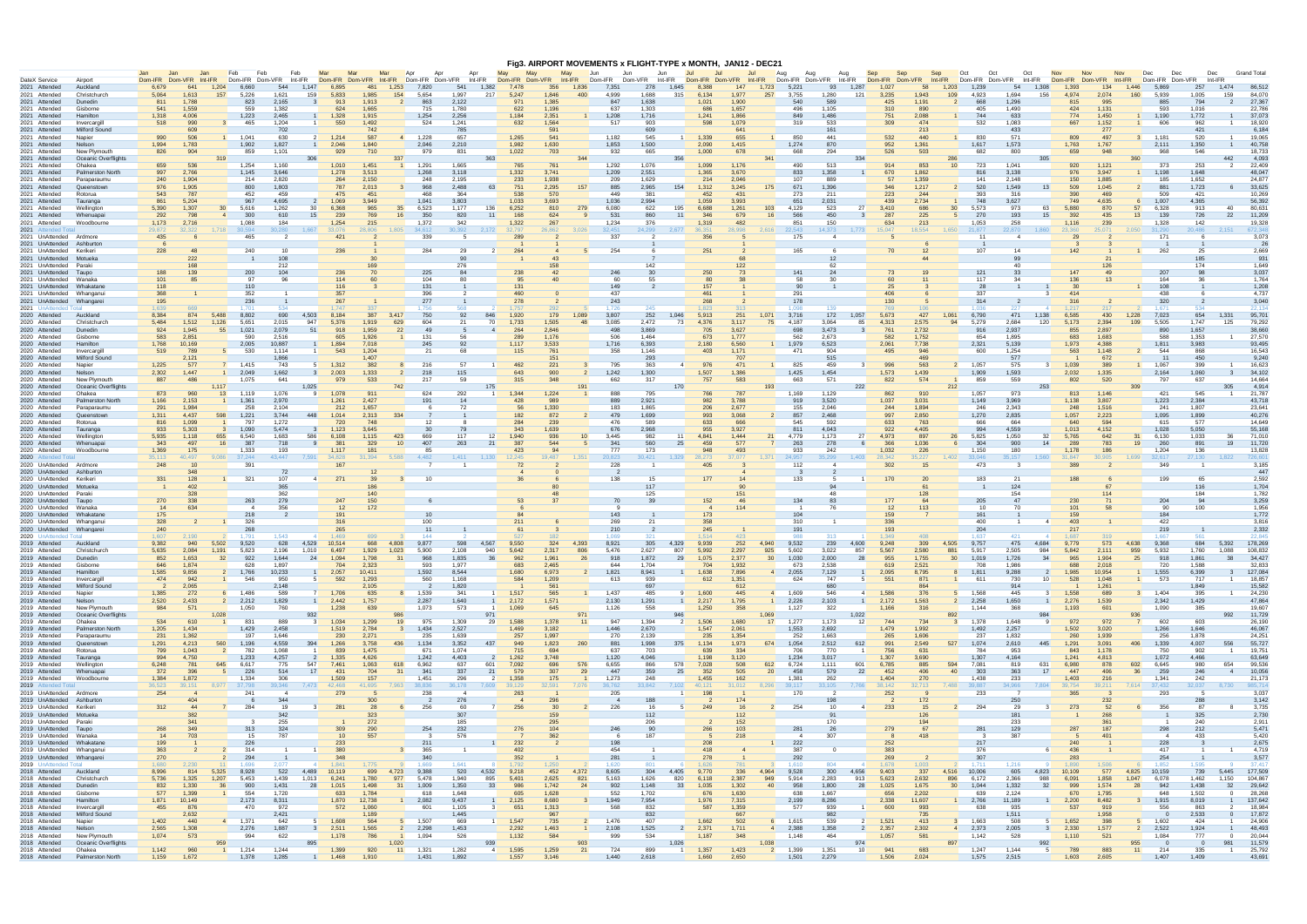# Fig3. AIRPORT MOVEMENTS x FLIGHT-TYPE x MONTH, JAN12 - DEC21

| DateX | Service | Airport | Jan Dom-IFR | Jan Dom-VFR | Jan Int-IFR | Feb Dom-IFR | Feb Dom-VFR | Feb Int-IFR | Mar Dom-IFR | Mar Dom-VFR | Mar Int-IFR | Apr Dom-IFR | Apr Dom-VFR | Apr Int-IFR | May Dom-IFR | May Dom-VFR | May Int-IFR | Jun Dom-IFR | Jun Dom-VFR | Jun Int-IFR | Jul Dom-IFR | Jul Dom-VFR | Jul Int-IFR | Aug Dom-IFR | Aug Dom-VFR | Aug Int-IFR | Sep Dom-IFR | Sep Dom-VFR | Sep Int-IFR | Oct Dom-IFR | Oct Dom-VFR | Oct Int-IFR | Nov Dom-IFR | Nov Dom-VFR | Nov Int-IFR | Dec Dom-IFR | Dec Dom-VFR | Dec Int-IFR | Grand Total |
|---|---|---|---|---|---|---|---|---|---|---|---|---|---|---|---|---|---|---|---|---|---|---|---|---|---|---|---|---|---|---|---|---|---|---|---|---|---|---|---|
| 2021 | Attended | Auckland | 6,679 | 641 | 1,204 | 6,660 | 544 | 1,147 | 6,895 | 481 | 1,253 | 7,820 | 541 | 1,382 | 7,478 | 356 | 1,836 | 7,351 | 278 | 1,645 | 8,388 | 147 | 1,723 | 5,221 | 93 | 1,287 | 1,027 | 58 | 1,203 | 1,239 | 54 | 1,308 | 1,393 | 134 | 1,446 | 5,869 | 257 | 1,474 | 86,512 |
| 2021 | Attended | Christchurch | 5,064 | 1,613 | 157 | 5,226 | 1,621 | 159 | 5,833 | 1,985 | 154 | 5,654 | 1,997 | 217 | 5,247 | 1,846 | 400 | 4,999 | 1,688 | 315 | 6,134 | 1,977 | 257 | 3,755 | 1,280 | 121 | 3,235 | 1,943 | 109 | 4,923 | 1,694 | 156 | 4,974 | 2,074 | 160 | 5,939 | 1,005 | 159 | 84,070 |
| 2021 | Attended | Dunedin | 811 | 1,788 | | 823 | 2,165 | 3 | 913 | 1,913 | 2 | 863 | 2,122 | | 971 | 1,385 | | 847 | 1,638 | | 1,021 | 1,900 | | 540 | 589 | | 425 | 1,191 | 2 | 668 | 1,296 | | 815 | 995 | | 885 | 794 | 2 | 27,367 |
| 2021 | Attended | Gisborne | 541 | 1,559 | | 559 | 1,382 | | 624 | 1,665 | | 715 | 1,780 | | 622 | 1,196 | | 637 | 1,303 | | 686 | 1,657 | | 496 | 1,105 | | 310 | 890 | | 405 | 1,490 | | 424 | 1,131 | | 593 | 1,016 | | 22,786 |
| 2021 | Attended | Hamilton | 1,318 | 4,006 | | 1,223 | 2,465 | 1 | 1,328 | 1,915 | | 1,254 | 2,256 | | 1,184 | 2,351 | 1 | 1,208 | 1,716 | | 1,241 | 1,866 | | 849 | 1,486 | | 751 | 2,088 | 1 | 744 | 633 | | 774 | 1,450 | 1 | 1,190 | 1,772 | 1 | 37,073 |
| 2021 | Attended | Invercargill | 518 | 990 | 3 | 465 | 1,204 | 1 | 550 | 1,492 | | 524 | 1,241 | | 632 | 1,564 | | 517 | 903 | | 598 | 1,079 | | 319 | 533 | | 309 | 474 | | 532 | 1,083 | | 667 | 1,152 | 1 | 606 | 962 | 1 | 18,920 |
| 2021 | Attended | Milford Sound | | 609 | | | 702 | | | 742 | | | 785 | | | 591 | | | 609 | | | 641 | | | 161 | | | 213 | | | 433 | | | 277 | | | 421 | | 6,184 |
| 2021 | Attended | Napier | 990 | 506 | 1 | 1,041 | 630 | 2 | 1,214 | 587 | 4 | 1,228 | 657 | | 1,265 | 541 | | 1,182 | 545 | 1 | 1,339 | 655 | 1 | 850 | 441 | | 532 | 440 | 1 | 830 | 571 | | 809 | 497 | 3 | 1,181 | 520 | 1 | 19,065 |
| 2021 | Attended | Nelson | 1,994 | 1,783 | | 1,902 | 1,827 | 1 | 2,046 | 1,840 | | 2,046 | 2,210 | | 1,982 | 1,630 | | 1,853 | 1,500 | | 2,090 | 1,415 | | 1,274 | 870 | | 952 | 1,361 | | 1,617 | 1,573 | | 1,763 | 1,767 | | 2,111 | 1,350 | 1 | 40,758 |
| 2021 | Attended | New Plymouth | 826 | 904 | | 859 | 1,101 | | 929 | 710 | | 979 | 831 | | 1,022 | 703 | | 932 | 665 | | 1,000 | 678 | | 668 | 294 | | 526 | 503 | | 682 | 800 | | 659 | 948 | | 968 | 546 | | 18,733 |
| 2021 | Attended | Oceanic Overflights | | | 319 | | | 306 | | | 337 | | | 363 | | | 344 | | | 356 | | | 341 | | | 334 | | | 286 | | | 305 | | | 360 | | | 442 | 4,093 |
| 2021 | Attended | Ohakea | 659 | 536 | | 1,254 | 1,160 | | 1,010 | 1,451 | 1 | 1,291 | 1,665 | | 765 | 761 | | 1,292 | 1,076 | | 1,099 | 1,176 | | 490 | 513 | | 914 | 853 | 10 | 723 | 1,041 | | 920 | 1,121 | | 373 | 253 | 2 | 22,409 |
| 2021 | Attended | Palmerston North | 997 | 2,766 | | 1,145 | 3,646 | | 1,278 | 3,513 | | 1,268 | 3,118 | | 1,332 | 3,741 | | 1,209 | 2,551 | | 1,365 | 3,670 | | 833 | 1,358 | 1 | 670 | 1,862 | | 816 | 3,138 | | 976 | 3,947 | 1 | 1,198 | 1,648 | | 48,047 |
| 2021 | Attended | Paraparaumu | 240 | 1,904 | | 214 | 2,820 | | 264 | 2,150 | | 248 | 2,195 | | 233 | 1,938 | | 209 | 1,629 | | 214 | 2,046 | | 107 | 889 | | 57 | 1,359 | | 141 | 2,148 | | 150 | 1,885 | | 185 | 1,652 | | 24,877 |
| 2021 | Attended | Queenstown | 976 | 1,905 | | 800 | 1,803 | | 787 | 2,013 | 3 | 968 | 2,488 | 63 | 751 | 2,295 | 157 | 885 | 2,965 | 154 | 1,312 | 3,245 | 175 | 671 | 1,396 | | 346 | 1,217 | 2 | 520 | 1,549 | 13 | 509 | 1,045 | 2 | 881 | 1,723 | 6 | 33,625 |
| 2021 | Attended | Rotorua | 543 | 787 | | 452 | 459 | | 475 | 451 | | 468 | 364 | | 538 | 570 | | 449 | 381 | | 452 | 431 | | 273 | 211 | | 223 | 244 | | 393 | 316 | | 390 | 469 | | 509 | 421 | | 10,269 |
| 2021 | Attended | Tauranga | 861 | 5,204 | | 967 | 4,695 | 2 | 1,069 | 3,949 | | 1,041 | 3,803 | | 1,033 | 3,693 | | 1,036 | 2,994 | | 1,059 | 3,993 | | 651 | 2,031 | | 439 | 2,734 | 1 | 748 | 3,627 | | 749 | 4,635 | 6 | 1,007 | 4,365 | | 56,392 |
| 2021 | Attended | Wellington | 5,390 | 1,307 | 30 | 5,616 | 1,262 | 30 | 6,368 | 965 | 35 | 6,523 | 1,177 | 136 | 6,252 | 810 | 279 | 6,080 | 622 | 195 | 6,688 | 1,261 | 103 | 4,129 | 523 | 27 | 3,410 | 686 | 30 | 5,573 | 973 | 63 | 5,880 | 870 | 57 | 6,328 | 913 | 40 | 80,631 |
| 2021 | Attended | Whenuapai | 292 | 798 | 4 | 300 | 810 | 15 | 239 | 769 | 16 | 350 | 820 | 11 | 168 | 624 | 9 | 531 | 860 | 11 | 346 | 679 | 16 | 566 | 450 | 3 | 267 | 225 | 5 | 270 | 193 | 15 | 392 | 435 | 13 | 139 | 726 | 22 | 11,209 |
| 2021 | Attended | Woodbourne | 1,173 | 2,716 | | 1,088 | 184 | | 1,254 | 215 | | 1,372 | 342 | | 1,322 | 267 | | 1,234 | 376 | | 1,319 | 482 | | 851 | 150 | | 634 | 213 | | 1,053 | 258 | | 1,116 | 239 | | 1,328 | 142 | | 19,328 |
| 2021 | Attended Total | | 29,672 | 32,322 | 1,718 | 30,594 | 30,280 | 1,667 | 33,076 | 28,806 | 1,805 | 34,613 | 30,392 | 2,172 | 32,797 | 26,862 | 3,026 | 32,451 | 24,209 | 2,677 | 36,351 | 28,998 | 2,616 | 22,543 | 14,373 | 1,773 | 15,047 | 18,554 | 1,650 | 21,877 | 22,870 | 1,880 | 21,360 | 25,071 | 2,050 | 31,290 | 20,486 | 2,151 | 672,349 |
| 2021 | UnAttended | Ardmore | 435 | 6 | | 465 | 2 | | 421 | 2 | | 339 | 5 | | 289 | 2 | | 337 | 2 | | 356 | 5 | | 175 | 4 | | 5 | | | 11 | 4 | | 29 | 2 | | 171 | 6 | | 3,073 |
| 2021 | UnAttended | Ashburton | | 8 | | | | | | 1 | | | | | | 1 | | | | | | 1 | | | | | | 6 | | | 1 | | | 3 | 3 | | 1 | 1 | 26 |
| 2021 | UnAttended | Kerikeri | 228 | 48 | | 240 | 10 | | 236 | 1 | | 284 | 29 | 2 | 264 | 4 | 5 | 254 | 6 | | 251 | 2 | | 165 | 6 | | 70 | 12 | | 107 | 14 | | 142 | 1 | 1 | 262 | 25 | | 2,669 |
| 2021 | UnAttended | Motueka | | 222 | | | 108 | | | 30 | | | 90 | | | 43 | | | 7 | | | 68 | | | 12 | | | 44 | | | 99 | | | 21 | | | 185 | | 931 |
| 2021 | UnAttended | Paraki | | 168 | | | 212 | | | 169 | | | 276 | | | 158 | | | 142 | | | 122 | | | 62 | | | | | | 40 | | | 126 | | | 174 | | 1,649 |
| 2021 | UnAttended | Taupo | 188 | 139 | | 200 | 104 | | 236 | 70 | | 225 | 84 | | 236 | 42 | | 246 | 30 | | 250 | 73 | | 141 | 24 | | 73 | 19 | | 121 | 33 | | 147 | 49 | | 207 | 98 | | 3,037 |
| 2021 | UnAttended | Wanaka | 101 | 85 | | 97 | 96 | | 114 | 60 | | 104 | 80 | | 95 | 40 | | 60 | 55 | | 80 | 38 | | 58 | 30 | | 60 | 11 | | 117 | 34 | | 136 | 13 | | 164 | 36 | | 1,764 |
| 2021 | UnAttended | Whakatane | 118 | | | 110 | | | 116 | 3 | | 131 | 1 | | 131 | | | 149 | 2 | | 157 | 1 | | 90 | 1 | | 25 | 3 | | 28 | 1 | 1 | 30 | | 1 | 108 | 1 | | 1,208 |
| 2021 | UnAttended | Whanganui | 368 | 1 | | 352 | 1 | | 357 | | | 396 | 2 | | 460 | 0 | | 437 | | | 461 | 1 | | 251 | | | 406 | 6 | | 337 | | 3 | 414 | | | 438 | 6 | | 4,574 |
| 2021 | UnAttended | Whangarei | 195 | | | 236 | 1 | | 267 | 1 | | 277 | 1 | | 272 | 2 | | 243 | | | 268 | 2 | | 178 | | | 210 | 2 | | 316 | 2 | | 316 | 2 | | 320 | 2 | | 3,040 |
| 2021 | UnAttended Total | | 1,639 | 669 | | 1,701 | 534 | | 1,747 | 337 | | 1,758 | 568 | | 1,757 | 282 | | 1,726 | 245 | | 1,823 | 313 | | 1,098 | 139 | | 769 | 106 | | 1,036 | 227 | 4 | 1,217 | 217 | | 1,671 | 534 | | 22,134 |
| 2020 | Attended | Auckland | 8,384 | 874 | 5,488 | 8,802 | 890 | 4,503 | 8,184 | 387 | 3,417 | 750 | 92 | 846 | 1,920 | 179 | 1,089 | 3,807 | 252 | 1,046 | 5,913 | 251 | 1,071 | 3,716 | 172 | 1,057 | 5,673 | 427 | 1,061 | 6,790 | 471 | 1,138 | 6,585 | 430 | 1,228 | 7,023 | 654 | 1,331 | 95,701 |
| 2020 | Attended | Christchurch | 5,484 | 1,512 | 1,126 | 5,651 | 2,015 | 947 | 5,376 | 1,919 | 629 | 604 | 21 | 70 | 1,733 | 1,505 | 48 | 3,085 | 2,472 | 73 | 4,376 | 3,117 | 75 | 4,187 | 3,064 | 85 | 4,313 | 2,575 | 94 | 5,279 | 2,684 | 120 | 5,173 | 2,394 | 109 | 5,505 | 1,747 | 125 | 79,292 |
| 2020 | Attended | Dunedin | 924 | 1,945 | 55 | 1,021 | 2,079 | 51 | 918 | 1,959 | 22 | 49 | 5 | 4 | 264 | 2,846 | | 498 | 3,869 | | 705 | 3,627 | | 698 | 3,473 | 3 | 761 | 2,732 | | 916 | 2,937 | | 855 | 2,897 | | 890 | 1,657 | | 38,660 |
| 2020 | Attended | Gisborne | 583 | 2,851 | | 590 | 2,516 | | 605 | 1,926 | 1 | 131 | 56 | | 289 | 1,176 | | 506 | 1,464 | | 673 | 1,777 | | 562 | 2,673 | | 582 | 1,752 | | 654 | 1,895 | | 683 | 1,683 | | 588 | 1,353 | 1 | 27,570 |
| 2020 | Attended | Hamilton | 1,768 | 10,169 | | 2,005 | 10,887 | 1 | 1,894 | 7,018 | | 245 | 92 | | 1,117 | 3,533 | | 1,716 | 6,393 | | 2,180 | 6,560 | 1 | 1,979 | 6,523 | | 2,061 | 7,738 | | 2,321 | 5,139 | | 1,973 | 4,388 | | 1,811 | 3,983 | | 93,495 |
| 2020 | Attended | Invercargill | 519 | 789 | 5 | 530 | 1,114 | 1 | 543 | 1,204 | | 21 | 68 | | 115 | 761 | | 358 | 1,146 | | 403 | 1,171 | | 471 | 904 | | 495 | 946 | | 600 | 1,254 | | 563 | 1,148 | 2 | 544 | 868 | | 16,543 |
| 2020 | Attended | Milford Sound | | 2,121 | | | 1,866 | | | 1,407 | | | | | | 151 | | | 293 | | | 707 | | | 515 | | | 469 | | | 577 | | | 672 | | | 450 | | 9,240 |
| 2020 | Attended | Napier | 1,225 | 577 | 7 | 1,415 | 743 | 5 | 1,312 | 382 | 8 | 216 | 57 | 1 | 462 | 221 | 3 | 795 | 363 | 4 | 976 | 471 | 1 | 825 | 459 | 3 | 996 | 563 | 2 | 1,057 | 575 | 3 | 1,039 | 389 | 1 | 1,067 | 399 | 1 | 16,623 |
| 2020 | Attended | Nelson | 2,302 | 1,447 | 1 | 2,049 | 1,662 | 3 | 2,003 | 1,333 | 2 | 218 | 115 | | 643 | 900 | 2 | 1,242 | 1,300 | | 1,507 | 1,386 | | 1,425 | 1,454 | | 1,573 | 1,439 | | 1,909 | 1,593 | | 2,032 | 1,335 | | 2,164 | 1,060 | 3 | 34,102 |
| 2020 | Attended | New Plymouth | 887 | 486 | | 1,075 | 641 | | 979 | 533 | | 217 | 59 | | 315 | 348 | | 662 | 317 | | 757 | 583 | | 663 | 571 | | 822 | 574 | 1 | 859 | 559 | | 802 | 520 | | 797 | 637 | | 14,664 |
| 2020 | Attended | Oceanic Overflights | | | 1,117 | | | 1,025 | | | 742 | | | 175 | | | 191 | | | 170 | | | 193 | | | 222 | | | 212 | | | 253 | | | 309 | | | 305 | 4,914 |
| 2020 | Attended | Ohakea | 873 | 960 | 13 | 1,119 | 1,076 | 9 | 1,078 | 911 | | 624 | 292 | 1 | 1,344 | 1,224 | 1 | 888 | 795 | | 766 | 787 | | 1,169 | 1,129 | | 862 | 910 | | 1,057 | 973 | | 813 | 1,146 | | 421 | 545 | 1 | 21,787 |
| 2020 | Attended | Palmerston North | 1,166 | 2,153 | 1 | 1,361 | 2,970 | | 1,261 | 2,427 | | 191 | 14 | | 428 | 989 | | 889 | 2,921 | | 982 | 3,788 | | 919 | 3,520 | | 1,037 | 3,031 | | 1,149 | 3,969 | | 1,138 | 3,807 | | 1,223 | 2,384 | | 43,718 |
| 2020 | Attended | Paraparaumu | 291 | 1,984 | | 258 | 2,104 | | 212 | 1,657 | | 6 | 72 | | 56 | 1,330 | | 183 | 1,865 | | 206 | 2,677 | | 155 | 2,046 | | 244 | 1,894 | | 246 | 2,343 | | 248 | 1,516 | | 241 | 1,807 | | 23,641 |
| 2020 | Attended | Queenstown | 1,311 | 4,437 | 598 | 1,221 | 3,744 | 448 | 1,014 | 2,313 | 334 | 7 | 1 | | 182 | 872 | 2 | 479 | 1,699 | | 993 | 3,068 | 2 | 857 | 2,468 | | 967 | 2,850 | | 1,270 | 2,835 | | 1,057 | 2,223 | | 1,095 | 1,899 | | 40,276 |
| 2020 | Attended | Rotorua | 816 | 1,099 | 1 | 797 | 1,272 | | 720 | 748 | | 12 | 8 | | 284 | 239 | | 476 | 589 | | 633 | 666 | | 545 | 592 | | 633 | 763 | | 666 | 664 | | 640 | 594 | | 615 | 577 | | 14,649 |
| 2020 | Attended | Tauranga | 933 | 5,303 | 3 | 1,090 | 5,474 | 3 | 1,123 | 3,645 | | 30 | 79 | | 343 | 1,639 | | 676 | 2,968 | | 955 | 3,927 | | 811 | 4,043 | | 922 | 4,405 | | 994 | 4,559 | | 1,013 | 4,152 | | 1,028 | 5,050 | | 55,168 |
| 2020 | Attended | Wellington | 5,935 | 1,118 | 655 | 6,540 | 1,683 | 586 | 6,108 | 1,115 | 423 | 669 | 117 | 12 | 1,940 | 936 | 10 | 3,445 | 982 | 11 | 4,841 | 1,444 | 21 | 4,779 | 1,173 | 27 | 4,973 | 897 | 26 | 5,825 | 1,050 | 32 | 5,765 | 642 | 31 | 6,130 | 1,033 | 36 | 71,010 |
| 2020 | Attended | Whenuapai | 343 | 497 | 16 | 387 | 718 | 9 | 381 | 329 | 10 | 407 | 263 | 21 | 387 | 544 | 5 | 341 | 560 | 25 | 459 | 577 | 7 | 263 | 278 | 6 | 366 | 1,036 | 6 | 304 | 900 | 14 | 289 | 783 | 19 | 260 | 891 | 19 | 11,720 |
| 2020 | Attended | Woodbourne | 1,360 | 175 | | 1,333 | 193 | | 1,147 | 129 | | 4 | | | 373 | | | 777 | 173 | | 948 | 493 | | 933 | 242 | | 1,032 | 226 | | 1,150 | 180 | | 1,178 | 186 | | 1,204 | 136 | | 13,828 |
| 2020 | Attended Total | | 35,113 | 40,497 | 9,086 | 37,244 | 43,447 | 7,591 | 34,828 | 31,394 | 5,588 | 4,482 | 1,411 | 1,130 | 12,245 | 19,487 | 1,351 | 20,823 | 30,421 | 1,329 | 28,273 | 37,077 | 1,371 | 24,857 | 35,289 | 1,403 | 28,342 | 35,227 | 1,402 | 33,048 | 35,157 | 1,580 | 31,847 | 30,905 | 1,699 | 32,617 | 27,130 | 1,822 | 728,601 |
| 2020 | UnAttended | Ardmore | 248 | 10 | | 391 | | | 167 | | | 7 | 1 | | 72 | 2 | | 228 | 1 | | 405 | 3 | | 112 | 4 | | 302 | 15 | | 473 | 3 | | 389 | 2 | | 349 | 1 | | 3,185 |
| 2020 | UnAttended | Ashburton | | 348 | | | 72 | | | 12 | | | | | 4 | 0 | | | 2 | | | 4 | | 3 | 2 | | | | | | | | | | | | | | 447 |
| 2020 | UnAttended | Kerikeri | 331 | 128 | 1 | 321 | 107 | 4 | 271 | 39 | 3 | 10 | | | 36 | 6 | | 138 | 15 | | 177 | 14 | | 133 | 5 | 1 | 170 | 20 | | 183 | 21 | | 188 | 6 | | 199 | 85 | | 2,592 |
| 2020 | UnAttended | Motueka | 1 | 402 | | | 365 | | | 186 | | | | | | 80 | | | 117 | | | 90 | | | 94 | | | 61 | | 1 | 124 | | | 67 | | | 116 | | 1,704 |
| 2020 | UnAttended | Paraki | | 328 | | | 362 | | | 140 | | | | | | 48 | | | 125 | | | 151 | | | 48 | | | 128 | | | 154 | | | 114 | | | 184 | | 1,782 |
| 2020 | UnAttended | Taupo | 270 | 338 | | 263 | 279 | | 247 | 150 | | 6 | | | 53 | 37 | | 70 | 39 | | 152 | 46 | | 134 | 83 | | 177 | 64 | | 205 | 47 | | 230 | 71 | | 204 | 94 | | 3,259 |
| 2020 | UnAttended | Wanaka | 14 | 634 | | 4 | 356 | | 12 | 172 | | | | | | 6 | | | 9 | | 4 | 114 | | 1 | 76 | | 12 | 113 | | 10 | 70 | | 101 | 58 | | 90 | 100 | | 1,956 |
| 2020 | UnAttended | Whakatane | 175 | | | 218 | 2 | | 191 | | | 10 | | | 84 | | | 143 | 1 | | 173 | | | 104 | | | 159 | 7 | | 161 | 1 | | 159 | | | 184 | | | 1,772 |
| 2020 | UnAttended | Whanganui | 328 | 2 | 1 | 326 | | | 316 | | | 100 | | | 211 | 6 | | 269 | 21 | | 358 | | | 310 | 1 | | 336 | | | 400 | 1 | 4 | 403 | 1 | | 422 | | | 3,019 |
| 2020 | UnAttended | Whangarei | 240 | | | 268 | | | 265 | | | 11 | 1 | | 61 | 3 | | 210 | 2 | | 245 | 1 | | 191 | | | 193 | | | 204 | | | 217 | | | 219 | 1 | | 2,332 |
| 2020 | UnAttended Total | | 1,807 | 2,190 | 2 | 1,791 | 1,543 | 4 | 1,469 | 699 | 3 | 144 | 2 | | 527 | 182 | | 1,069 | 115 | | 1,534 | 423 | | 988 | 313 | 1 | 1,349 | 408 | | 1,637 | 421 | 4 | 1,687 | 319 | | 1,657 | 561 | | 22,845 |
| 2019 | Attended | Auckland | 9,382 | 940 | 5,502 | 9,520 | 628 | 4,529 | 10,514 | 668 | 4,808 | 9,877 | 598 | 4,567 | 9,550 | 324 | 4,393 | 8,921 | 305 | 4,329 | 9,939 | 252 | 4,940 | 9,532 | 239 | 4,600 | 9,248 | 300 | 4,505 | 9,757 | 475 | 4,684 | 9,779 | 573 | 4,638 | 9,368 | 684 | 5,392 | 178,269 |
| 2019 | Attended | Christchurch | 5,635 | 2,084 | 1,191 | 5,823 | 2,196 | 1,010 | 6,497 | 1,929 | 1,023 | 5,900 | 2,108 | 940 | 5,642 | 2,317 | 806 | 5,476 | 2,627 | 807 | 5,992 | 2,297 | 925 | 5,602 | 3,022 | 857 | 5,567 | 2,580 | 881 | 5,917 | 2,505 | 984 | 5,842 | 2,111 | 959 | 5,932 | 1,760 | 1,088 | 108,832 |
| 2019 | Attended | Dunedin | 852 | 1,653 | 32 | 922 | 1,644 | 24 | 1,004 | 1,798 | 31 | 968 | 1,835 | 36 | 962 | 1,961 | 26 | 918 | 1,872 | 29 | 1,075 | 2,377 | 30 | 1,030 | 2,000 | 28 | 955 | 1,755 | 30 | 1,019 | 1,726 | 34 | 965 | 1,904 | 25 | 918 | 1,861 | 38 | 34,427 |
| 2019 | Attended | Gisborne | 646 | 1,874 | | 628 | 1,897 | | 704 | 2,323 | | 593 | 1,977 | | 683 | 2,465 | | 644 | 1,704 | | 704 | 1,932 | | 673 | 2,538 | | 619 | 2,521 | | 708 | 1,986 | | 688 | 2,018 | | 720 | 1,588 | | 32,833 |
| 2019 | Attended | Hamilton | 1,585 | 9,856 | 2 | 1,766 | 10,233 | 1 | 2,057 | 10,411 | | 1,592 | 8,544 | | 1,680 | 6,973 | 2 | 1,821 | 8,941 | 1 | 1,638 | 7,896 | 4 | 2,055 | 7,129 | 1 | 2,095 | 8,795 | 8 | 1,811 | 9,288 | 2 | 1,985 | 10,954 | 1 | 1,555 | 6,399 | 3 | 127,084 |
| 2019 | Attended | Invercargill | 474 | 942 | 1 | 546 | 950 | 5 | 592 | 1,293 | | 560 | 1,168 | | 584 | 1,209 | | 613 | 939 | | 612 | 1,351 | | 624 | 747 | 5 | 551 | 871 | | 611 | 730 | 10 | 528 | 1,048 | 1 | 573 | 717 | 1 | 18,857 |
| 2019 | Attended | Milford Sound | 2 | 2,065 | | | 2,148 | | | 2,105 | | 2 | 1,820 | | | 561 | | | 697 | | | 612 | | | 680 | | | 864 | | | 914 | | | 1,261 | | | 1,849 | | 15,582 |
| 2019 | Attended | Napier | 1,385 | 272 | 6 | 1,486 | 589 | 7 | 1,706 | 635 | 8 | 1,539 | 341 | 1 | 1,517 | 565 | 1 | 1,437 | 485 | 9 | 1,600 | 445 | 4 | 1,600 | 546 | 4 | 1,586 | 376 | 5 | 1,568 | 445 | 3 | 1,558 | 689 | 3 | 1,404 | 395 | 4 | 24,230 |
| 2019 | Attended | Nelson | 2,520 | 2,433 | 2 | 2,212 | 1,829 | 1 | 2,442 | 1,757 | | 2,287 | 1,640 | 1 | 2,172 | 1,571 | | 2,130 | 1,291 | 1 | 2,217 | 1,795 | 1 | 2,226 | 2,103 | 1 | 2,172 | 1,563 | 2 | 2,258 | 1,650 | 1 | 2,276 | 1,539 | | 2,342 | 1,429 | | 47,864 |
| 2019 | Attended | New Plymouth | 984 | 571 | | 1,050 | 760 | | 1,238 | 639 | | 1,073 | 573 | 1 | 1,069 | 645 | | 1,126 | 558 | | 1,250 | 358 | | 1,127 | 322 | | 1,166 | 316 | | 1,144 | 368 | | 1,193 | 601 | | 1,090 | 385 | | 19,607 |
| 2019 | Attended | Oceanic Overflights | | | 1,028 | | | 932 | | | 986 | | | 971 | | | 971 | | | 946 | | | 1,069 | | | 1,022 | | | 892 | | | 984 | | | 936 | | | 992 | 11,729 |
| 2019 | Attended | Ohakea | 534 | 610 | 1 | 831 | 889 | 3 | 1,034 | 1,299 | 19 | 975 | 1,309 | 29 | 1,588 | 1,378 | 11 | 947 | 1,394 | 2 | 1,506 | 1,680 | 17 | 1,277 | 1,173 | 12 | 744 | 734 | 3 | 1,378 | 1,648 | 9 | 972 | 972 | 7 | 602 | 603 | | 26,190 |
| 2019 | Attended | Palmerston North | 1,205 | 1,434 | | 1,429 | 2,458 | | 1,519 | 2,784 | 3 | 1,434 | 2,527 | | 1,469 | 3,182 | | 1,446 | 2,670 | | 1,547 | 2,061 | | 1,553 | 2,692 | | 1,479 | 1,992 | | 1,492 | 2,257 | | 1,502 | 3,020 | | 1,266 | 1,646 | | 46,067 |
| 2019 | Attended | Paraparaumu | 231 | 1,362 | | 197 | 1,646 | | 230 | 2,271 | | 235 | 1,639 | | 257 | 1,997 | | 270 | 2,139 | | 235 | 1,354 | | 252 | 1,663 | | 265 | 1,606 | | 237 | 1,832 | | 260 | 1,939 | | 256 | 1,878 | | 24,251 |
| 2019 | Attended | Queenstown | 1,291 | 4,213 | 560 | 1,196 | 4,559 | 394 | 1,266 | 3,758 | 436 | 1,134 | 3,352 | 437 | 949 | 1,823 | 260 | 881 | 1,998 | 375 | 1,134 | 1,973 | 674 | 1,054 | 2,512 | 612 | 991 | 2,549 | 527 | 1,074 | 2,610 | 445 | 1,291 | 3,091 | 406 | 1,339 | 4,007 | 556 | 55,727 |
| 2019 | Attended | Rotorua | 799 | 1,043 | 2 | 782 | 1,068 | 1 | 839 | 1,475 | | 671 | 1,074 | | 715 | 694 | | 637 | 703 | | 639 | 334 | | 706 | 770 | 1 | 756 | 631 | | 784 | 953 | | 843 | 1,178 | | 750 | 902 | 1 | 19,751 |
| 2019 | Attended | Tauranga | 904 | 4,750 | | 1,233 | 4,257 | 2 | 1,335 | 4,626 | | 1,242 | 4,403 | 2 | 1,262 | 3,748 | | 1,120 | 4,046 | | 1,198 | 3,120 | | 1,254 | 3,017 | | 1,307 | 3,690 | | 1,307 | 4,164 | | 1,241 | 4,813 | | 1,072 | 4,466 | | 63,649 |
| 2019 | Attended | Wellington | 6,248 | 781 | 645 | 6,617 | 775 | 547 | 7,461 | 1,063 | 618 | 6,962 | 637 | 601 | 7,092 | 696 | 576 | 6,655 | 866 | 578 | 7,028 | 508 | 612 | 6,724 | 1,111 | 601 | 6,785 | 885 | 594 | 7,081 | 819 | 631 | 6,980 | 878 | 602 | 6,645 | 980 | 654 | 99,536 |
| 2019 | Attended | Whenuapai | 372 | 396 | 5 | 226 | 514 | 17 | 431 | 704 | 31 | 341 | 337 | 21 | 579 | 307 | 29 | 447 | 359 | 25 | 352 | 505 | 20 | 458 | 579 | 22 | 452 | 406 | 40 | 303 | 363 | 17 | 447 | 406 | 36 | 259 | 246 | 4 | 10,056 |
| 2019 | Attended | Woodbourne | 1,384 | 1,872 | | 1,334 | 306 | | 1,509 | 157 | | 1,451 | 296 | 2 | 1,358 | 175 | 1 | 1,273 | 248 | | 1,455 | 162 | | 1,381 | 262 | | 1,404 | 270 | | 1,438 | 233 | | 1,408 | 216 | | 1,341 | 242 | | 21,173 |
| 2019 | Attended Total | | 36,523 | 39,151 | 8,977 | 37,798 | 39,346 | 7,473 | 42,468 | 41,695 | 7,963 | 38,836 | 36,178 | 7,609 | 39,120 | 32,591 | 7,076 | 36,762 | 33,842 | 7,102 | 40,121 | 31,012 | 8,296 | 39,177 | 33,105 | 7,766 | 38,142 | 32,713 | 7,488 | 39,887 | 34,064 | 7,804 | 39,754 | 39,211 | 7,614 | 37,432 | 32,037 | 8,730 | 985,714 |
| 2019 | UnAttended | Ardmore | 254 | 4 | | 241 | 4 | | 279 | 5 | | 258 | 4 | | 263 | 1 | | 205 | | | 198 | 1 | | 170 | | | 252 | 9 | | 233 | 7 | | 365 | 3 | | 293 | 5 | | 3,053 |
| 2019 | UnAttended | Ashburton | | 404 | | 6 | 344 | | | 300 | | 2 | 276 | | 4 | 296 | | 4 | 188 | | 2 | 174 | | | 198 | | 2 | 172 | | | 250 | | | 232 | | | 288 | | 3,142 |
| 2019 | UnAttended | Kerikeri | 312 | 44 | | 284 | 19 | 7 | 281 | 28 | | 256 | 60 | | 256 | 30 | | 226 | 16 | 5 | 249 | 16 | | 272 | 14 | | 233 | 15 | | 294 | 29 | | 273 | 52 | | 356 | 87 | | 3,735 |
| 2019 | UnAttended | Motueka | | 382 | | | 342 | | | 323 | | | 307 | | | 159 | | | 112 | | | 112 | | | 126 | | | 181 | | | 268 | | | | | 1 | 325 | | 2,730 |
| 2019 | UnAttended | Paraki | | 341 | | 3 | 255 | | 1 | 272 | | | 185 | | | 295 | | | 206 | | 2 | 152 | | | 170 | | | 194 | | | 233 | | | 361 | | | 240 | | 2,911 |
| 2019 | UnAttended | Taupo | 268 | 349 | | 313 | 324 | | 309 | 290 | | 254 | 232 | | 276 | 104 | | 246 | 90 | | 266 | 103 | | 281 | 26 | | 279 | 67 | | 281 | 129 | | 287 | 187 | | 298 | 212 | | 5,471 |
| 2019 | UnAttended | Wanaka | 14 | 703 | | 15 | 787 | | 10 | 557 | | 3 | 576 | | 7 | 362 | | 6 | 187 | | 5 | 218 | | 4 | 307 | | 8 | 418 | | 3 | 387 | | 5 | 401 | | 4 | 433 | | 5,420 |
| 2019 | UnAttended | Whakatane | 199 | 1 | | 226 | | | 233 | | | 211 | | | 232 | 2 | | 198 | | | 208 | 1 | | 222 | 2 | | 198 | | | 217 | | | 240 | 1 | | 228 | 3 | | 2,675 |
| 2019 | UnAttended | Whanganui | 363 | 2 | 2 | 314 | 1 | | 380 | | | 365 | 1 | | 402 | | | 454 | 1 | | 418 | 4 | | 387 | 0 | | 383 | | | 376 | 6 | | 436 | 1 | | 417 | 1 | | 4,719 |
| 2019 | UnAttended | Whangarei | 270 | 2 | | 294 | 1 | | 348 | | | 340 | | | 352 | 1 | | 281 | 1 | | 278 | 1 | | 292 | | | 269 | 2 | | 307 | | | 283 | | | 254 | 1 | | 3,577 |
| 2019 | UnAttended Total | | 1,680 | 2,230 | 11 | 1,686 | 2,077 | 4 | 1,841 | 1,775 | | 1,669 | 1,641 | | 1,782 | 1,250 | | 1,620 | 801 | | 1,626 | 786 | | 1,610 | 804 | | 1,678 | 1,003 | | 1,711 | 1,216 | | 1,890 | 1,656 | | 1,852 | 1,595 | | 37,417 |
| 2018 | Attended | Auckland | 8,996 | 814 | 5,325 | 8,928 | 522 | 4,489 | 10,119 | 699 | 4,723 | 9,388 | 520 | 4,532 | 9,216 | 452 | 4,372 | 8,605 | 304 | 4,405 | 9,770 | 336 | 4,964 | 9,528 | 300 | 4,656 | 9,403 | 337 | 4,516 | 10,006 | 605 | 4,623 | 10,109 | 577 | 4,625 | 10,159 | 739 | 5,445 | 177,569 |
| 2018 | Attended | Christchurch | 5,758 | 1,325 | 1,207 | 5,453 | 1,439 | 1,013 | 6,241 | 1,780 | 977 | 5,478 | 1,940 | 895 | 5,401 | 2,625 | 821 | 5,163 | 1,626 | 820 | 6,118 | 2,387 | 949 | 5,914 | 2,283 | 913 | 5,623 | 2,632 | 896 | 6,172 | 2,366 | 988 | 6,091 | 1,858 | 1,047 | 6,078 | 1,462 | 1,150 | 104,867 |
| 2018 | Attended | Dunedin | 832 | 1,330 | 36 | 900 | 1,431 | 28 | 1,015 | 1,498 | 31 | 1,009 | 1,350 | 33 | 986 | 1,742 | 24 | 902 | 1,148 | 33 | 1,035 | 1,302 | 40 | 958 | 1,800 | 28 | 1,025 | 1,675 | 30 | 1,044 | 1,332 | 32 | 999 | 1,574 | 28 | 942 | 1,438 | 32 | 29,642 |
| 2018 | Attended | Gisborne | 577 | 1,399 | 1 | 554 | 1,720 | | 633 | 1,784 | | 618 | 1,648 | | 605 | 1,628 | | 552 | 1,720 | | 676 | 1,630 | | 638 | 1,667 | | 656 | 2,202 | | 639 | 2,124 | | 670 | 1,795 | | 648 | 1,502 | | 28,268 |
| 2018 | Attended | Hamilton | 1,871 | 10,149 | | 2,173 | 8,311 | | 1,870 | 12,738 | 1 | 2,082 | 9,437 | | 2,125 | 8,680 | 3 | 1,949 | 7,954 | | 1,976 | 7,315 | | 2,199 | 8,286 | | 2,338 | 11,607 | 1 | 2,766 | 11,189 | 1 | 2,200 | 8,482 | 3 | 1,915 | 8,019 | 1 | 137,642 |
| 2018 | Attended | Invercargill | 455 | 876 | | 470 | 972 | | 572 | 1,060 | | 601 | 1,105 | 3 | 651 | 1,313 | | 568 | 832 | | 587 | 1,359 | | 577 | 939 | | 600 | 993 | | 638 | 935 | | 537 | 919 | | 556 | 863 | 2 | 18,964 |
| 2018 | Attended | Milford Sound | | 2,632 | | | 2,421 | | | 1,189 | | | 1,445 | | | 967 | | | 832 | | | 667 | | | 785 | | | 735 | | | 1,531 | | | 1,958 | | | 2,533 | | 17,872 |
| 2018 | Attended | Napier | 1,402 | 440 | 4 | 1,371 | 642 | 5 | 1,608 | 564 | 5 | 1,507 | 669 | 1 | 1,547 | 735 | 2 | 1,476 | 407 | | 1,662 | 502 | 6 | 1,615 | 539 | 2 | 1,521 | 413 | 3 | 1,663 | 508 | 5 | 1,652 | 398 | 5 | 1,602 | 424 | | 24,906 |
| 2018 | Attended | Nelson | 2,565 | 1,308 | | 2,276 | 1,587 | 1 | 2,575 | 1,453 | | 2,298 | 1,463 | | 2,292 | 1,463 | 1 | 2,108 | 1,525 | 2 | 2,371 | 1,711 | | 2,388 | 1,358 | 2 | 2,357 | 1,042 | 3 | 2,376 | 1,272 | 3 | 2,330 | 1,577 | 2 | 2,522 | 1,924 | 1 | 48,493 |
| 2018 | Attended | New Plymouth | 1,074 | 573 | | 994 | 622 | | 1,178 | 786 | 1 | 1,094 | 526 | | 1,132 | 584 | | 999 | 534 | | 1,187 | 348 | | 1,148 | 464 | | 1,057 | 581 | | 1,142 | 528 | | 1,157 | 582 | | 1,084 | 777 | | 20,042 |
| 2018 | Attended | Oceanic Overflights | | | 959 | | | 895 | | | 1,020 | | | 939 | | | 903 | | | 1,026 | | | 1,038 | | | 974 | | | 897 | | | 992 | | | 955 | | | 981 | 11,579 |
| 2018 | Attended | Ohakea | 1,142 | 960 | | 1,214 | 1,244 | | 1,399 | 920 | 11 | 1,321 | 1,282 | 4 | 1,595 | 1,259 | 21 | 1,357 | 1,423 | 2 | 1,399 | 1,371 | 10 | 1,035 | 981 | 2 | 941 | 683 | | 1,247 | 1,144 | 5 | 789 | 883 | 11 | 714 | 335 | | 26,792 |
| 2018 | Attended | Palmerston North | 1,159 | 1,672 | | 1,378 | 1,285 | 1 | 1,468 | 1,910 | | 1,431 | 1,892 | | 1,557 | 3,146 | | 1,440 | 2,618 | | 1,660 | 2,650 | | 1,501 | 2,279 | | 1,506 | 2,024 | | 1,575 | 2,515 | | 1,603 | 2,605 | | 1,407 | 1,409 | | 43,691 |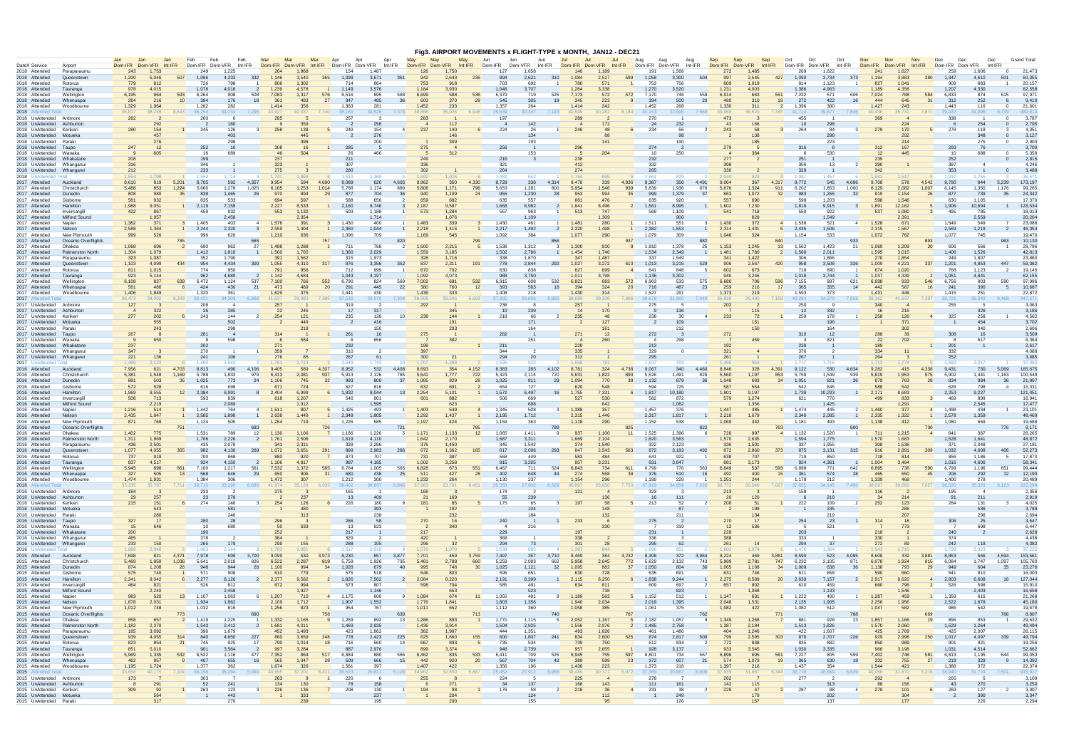# Fig3. AIRPORT MOVEMENTS x FLIGHT-TYPE x MONTH, JAN12 - DEC21

| DateX | Service | Airport | Jan Dom-IFR | Jan Dom-VFR | Jan Int-IFR | Feb Dom-IFR | Feb Dom-VFR | Feb Int-IFR | Mar Dom-IFR | Mar Dom-VFR | Mar Int-IFR | Apr Dom-IFR | Apr Dom-VFR | Apr Int-IFR | May Dom-IFR | May Dom-VFR | May Int-IFR | Jun Dom-IFR | Jun Dom-VFR | Jun Int-IFR | Jul Dom-IFR | Jul Dom-VFR | Jul Int-IFR | Aug Dom-IFR | Aug Dom-VFR | Aug Int-IFR | Sep Dom-IFR | Sep Dom-VFR | Sep Int-IFR | Oct Dom-IFR | Oct Dom-VFR | Oct Int-IFR | Nov Dom-IFR | Nov Dom-VFR | Nov Int-IFR | Dec Dom-IFR | Dec Dom-VFR | Dec Int-IFR | Grand Total |
|---|---|---|---|---|---|---|---|---|---|---|---|---|---|---|---|---|---|---|---|---|---|---|---|---|---|---|---|---|---|---|---|---|---|---|---|---|---|---|---|
| 2018 | Attended | Paraparaumu | 243 | 1,753 | | 249 | 1,225 | | 264 | 1,968 | | 154 | 1,487 | | 126 | 1,750 | | 127 | 1,658 | | 140 | 1,189 | | 191 | 1,568 | | 272 | 1,485 | | 269 | 1,622 | | 241 | 1,627 | | 259 | 1,606 | | 21,473 |
| 2018 | Attended | Queenstown | 1,200 | 5,046 | 507 | 1,066 | 4,233 | 332 | 1,146 | 3,540 | 365 | 1,099 | 3,671 | 361 | 942 | 2,643 | 236 | 894 | 2,621 | 310 | 1,084 | 2,517 | 599 | 1,058 | 3,300 | 504 | 997 | 2,545 | 427 | 1,090 | 3,734 | 373 | 1,194 | 3,883 | 380 | 1,347 | 4,610 | 501 | 60,355 |
| 2018 | Attended | Rotorua | 779 | 812 | | 726 | 798 | 1 | 806 | 1,302 | | 714 | 864 | | 753 | 918 | | 703 | 692 | 1 | 780 | 571 | 1 | 753 | 756 | | 809 | 1,019 | | 814 | 1,123 | 1 | 827 | 1,041 | | 909 | 883 | 1 | 20,157 |
| 2018 | Attended | Tauranga | 978 | 4,015 | | 1,078 | 4,016 | 2 | 1,239 | 4,578 | 1 | 1,149 | 3,576 | | 1,184 | 3,930 | | 1,048 | 3,707 | | 1,264 | 3,338 | | 1,270 | 3,520 | | 1,231 | 4,003 | | 1,386 | 4,963 | | 1,189 | 4,356 | | 1,207 | 4,330 | | 62,558 |
| 2018 | Attended | Wellington | 6,195 | 964 | 593 | 6,264 | 908 | 508 | 7,083 | 1,317 | 576 | 6,516 | 895 | 568 | 6,699 | 588 | 536 | 6,379 | 719 | 526 | 7,173 | 572 | 572 | 7,170 | 746 | 559 | 6,914 | 663 | 551 | 7,222 | 671 | 606 | 7,024 | 788 | 584 | 6,833 | 874 | 615 | 97,971 |
| 2018 | Attended | Whenuapai | 284 | 216 | 10 | 394 | 176 | 18 | 361 | 483 | 27 | 347 | 485 | 36 | 603 | 370 | 29 | 545 | 305 | 19 | 345 | 223 | 9 | 394 | 500 | 20 | 480 | 310 | 18 | 272 | 422 | 16 | 444 | 646 | 31 | 312 | 252 | 8 | 9,410 |
| 2018 | Attended | Woodbourne | 1,329 | 1,964 | | 1,262 | 282 | | 1,414 | 356 | | 1,383 | 281 | | 1,452 | 233 | | 1,357 | 264 | | 1,414 | 242 | | 1,452 | 268 | | 1,330 | 311 | 2 | 1,396 | 380 | | 1,427 | 243 | | 1,443 | 116 | 0 | 21,601 |
| 2018 | Attended Total | | 36,817 | 38,248 | 8,643 | 36,750 | 34,134 | 7,295 | 40,927 | 40,037 | 7,740 | 38,189 | 34,526 | 7,373 | 38,868 | 35,026 | 6,948 | 35,536 | 30,347 | 7,143 | 40,509 | 30,262 | 8,184 | 40,153 | 32,906 | 7,669 | 39,061 | 36,520 | 7,345 | 41,714 | 39,677 | 7,845 | 40,436 | 35,731 | 7,871 | 39,437 | 34,696 | 6,739 | 982,814 |
| 2018 | UnAttended | Ardmore | 282 | 2 | | 260 | 6 | | 285 | 5 | | 257 | 3 | | 283 | 1 | | 197 | | | 289 | 2 | | 270 | 1 | | 473 | 3 | | 455 | 1 | | 369 | 4 | | 338 | 1 | 0 | 3,787 |
| 2018 | UnAttended | Ashburton | | 292 | | 2 | 180 | | 9 | 359 | | 2 | 256 | | 4 | 112 | | 4 | 142 | | 4 | 172 | | 24 | 232 | | 43 | 166 | | 10 | 298 | | | 224 | | 6 | 254 | 0 | 2,795 |
| 2018 | UnAttended | Kerikeri | 280 | 154 | 1 | 245 | 126 | 3 | 258 | 138 | 5 | 249 | 154 | 4 | 237 | 140 | 6 | 224 | 26 | 1 | 246 | 48 | 6 | 234 | 56 | 2 | 243 | 58 | 3 | 264 | 84 | 3 | 279 | 170 | 5 | 278 | 118 | 3 | 4,351 |
| 2018 | UnAttended | Motueka | | 457 | | | 403 | | | 445 | | | 276 | | | 146 | | | 134 | | | 88 | | | 98 | | | 138 | | | 298 | | | 292 | | | 348 | 0 | 3,127 |
| 2018 | UnAttended | Paraki | | 276 | | | 298 | | | 398 | | | 200 | | | 309 | | | 193 | | | 141 | | | 190 | | | 185 | | | 223 | | | 214 | | | 275 | 0 | 2,903 |
| 2018 | UnAttended | Taupo | 247 | 12 | | 252 | 10 | | 308 | 16 | | 285 | 5 | | 275 | 4 | | 256 | 1 | | 296 | | | 274 | 2 | | 279 | 5 | | 316 | 8 | | 312 | 167 | | 293 | 76 | | 3,700 |
| 2018 | UnAttended | Wanaka | 9 | 605 | | 16 | 689 | | 46 | 504 | | 26 | 466 | | 5 | 312 | | | 153 | | 5 | 204 | | 10 | 250 | | 4 | 364 | | 6 | 530 | | 12 | 445 | | 10 | 688 | 0 | 5,359 |
| 2018 | UnAttended | Whakatane | 209 | | | 199 | | | 237 | | | 211 | | | 249 | | | 216 | 3 | | 238 | | | 232 | | | 277 | 2 | | 251 | 1 | | 239 | | | 252 | | 0 | 2,815 |
| 2018 | UnAttended | Whanganui | 316 | | | 346 | 1 | | 323 | 1 | | 307 | | | 336 | | | 321 | | | 412 | | | 332 | | | 398 | | | 356 | 13 | 2 | 390 | 1 | | 387 | 4 | | 4,246 |
| 2018 | UnAttended | Whangarei | 212 | | | 233 | 1 | | 275 | 3 | | 280 | | | 302 | 1 | | 264 | | | 274 | | | 285 | | | 330 | 2 | | 329 | 1 | | 342 | | | 353 | 1 | 0 | 3,488 |
| 2018 | UnAttended Total | | 1,554 | 1,798 | 1 | 1,553 | 1,714 | 3 | 1,741 | 1,869 | 6 | 1,619 | 1,360 | 4 | 1,692 | 1,025 | 6 | 1,482 | 652 | 1 | 1,764 | 655 | 6 | 1,661 | 829 | 2 | 2,049 | 923 | 3 | 1,987 | 1,457 | 5 | 1,943 | 1,517 | 5 | 1,917 | 1,765 | 3 | 36,571 |
| 2017 | Attended | Auckland | 8,610 | 819 | 5,201 | 8,705 | 592 | 4,357 | 9,954 | 594 | 4,690 | 9,089 | 620 | 4,605 | 8,962 | 350 | 4,330 | 8,728 | 338 | 4,314 | 9,478 | 339 | 4,836 | 9,387 | 356 | 4,491 | 9,064 | 367 | 4,317 | 9,772 | 545 | 4,696 | 9,708 | 578 | 4,542 | 9,780 | 844 | 5,239 | 173,197 |
| 2017 | Attended | Christchurch | 5,488 | 853 | 1,224 | 5,660 | 1,278 | 1,025 | 6,165 | 1,253 | 1,014 | 5,788 | 1,174 | 889 | 5,808 | 1,171 | 796 | 5,653 | 1,281 | 800 | 5,954 | 1,546 | 939 | 5,839 | 1,936 | 876 | 5,676 | 1,324 | 911 | 6,202 | 1,853 | 1,000 | 6,129 | 2,082 | 1,007 | 6,145 | 1,350 | 1,176 | 99,265 |
| 2017 | Attended | Dunedin | 808 | 980 | 35 | 838 | 1,465 | 26 | 970 | 894 | 29 | 877 | 704 | 36 | 940 | 1,109 | 24 | 955 | 1,230 | 28 | 953 | 994 | 35 | 999 | 1,379 | 37 | 863 | 1,072 | 32 | 983 | 1,265 | 32 | 919 | 1,154 | 26 | 877 | 739 | 35 | 24,342 |
| 2017 | Attended | Gisborne | 581 | 932 | | 635 | 533 | | 694 | 597 | | 588 | 656 | 2 | 659 | 682 | | 635 | 557 | | 661 | 478 | | 635 | 920 | | 557 | 690 | | 598 | 1,203 | | 598 | 1,546 | | 630 | 1,105 | | 17,370 |
| 2017 | Attended | Hamilton | 1,988 | 9,051 | 1 | 2,119 | 7,158 | | 2,227 | 8,533 | 1 | 2,160 | 6,746 | 3 | 2,187 | 9,587 | | 1,668 | 6,982 | 2 | 1,841 | 8,496 | 2 | 1,561 | 8,995 | 1 | 1,602 | 7,230 | | 1,816 | 9,915 | 3 | 1,891 | 12,162 | 5 | 1,906 | 10,694 | 1 | 128,534 |
| 2017 | Attended | Invercargill | 422 | 867 | | 459 | 932 | | 553 | 1,132 | | 503 | 1,188 | 1 | 573 | 1,284 | | 567 | 963 | 1 | 513 | 747 | | 568 | 1,109 | | 541 | 718 | | 550 | 922 | | 537 | 1,080 | 3 | 495 | 785 | | 18,013 |
| 2017 | Attended | Milford Sound | | 1,957 | | | 2,458 | | | 2,354 | | | 1,714 | | | 1,076 | | | 1,109 | | | 1,309 | | | 900 | | | 828 | | | 1,549 | | | 2,391 | | | 2,559 | | 20,204 |
| 2017 | Attended | Napier | 1,382 | 371 | 3 | 1,405 | 403 | 4 | 1,576 | 391 | 3 | 1,430 | 400 | 1 | 1,483 | 339 | 3 | 1,430 | 461 | 1 | 1,481 | 280 | 1 | 1,511 | 551 | 3 | 1,430 | 372 | 4 | 1,538 | 521 | 4 | 1,528 | 671 | | 1,549 | 549 | 7 | 23,086 |
| 2017 | Attended | Nelson | 2,588 | 1,364 | 8 | 2,244 | 1,320 | 3 | 2,559 | 1,404 | 1 | 2,360 | 1,044 | 1 | 2,218 | 1,416 | 1 | 2,217 | 1,492 | 2 | 2,320 | 1,498 | 1 | 2,382 | 1,553 | 1 | 2,314 | 1,431 | 6 | 2,435 | 1,506 | | 2,315 | 1,567 | | 2,569 | 1,219 | 2 | 46,354 |
| 2017 | Attended | New Plymouth | 999 | 526 | | 996 | 620 | | 1,210 | 636 | | 1,096 | 709 | | 1,169 | 545 | | 1,092 | 384 | | 1,077 | 290 | | 1,079 | 309 | | 1,046 | 324 | | 1,154 | 533 | | 1,072 | 782 | | 1,077 | 745 | | 19,470 |
| 2017 | Attended | Oceanic Overflights | | | 785 | | | 665 | | | 757 | | | 820 | | | 799 | | | 856 | | | 937 | | | 882 | | | 840 | | | 933 | | | 893 | | | 963 | 10,130 |
| 2017 | Attended | Ohakea | 1,068 | 696 | 2 | 690 | 962 | 27 | 1,488 | 1,288 | 1 | 711 | 768 | 2 | 1,600 | 2,215 | 5 | 1,538 | 1,312 | 3 | 1,300 | 910 | 9 | 1,910 | 1,378 | 25 | 1,153 | 1,245 | 13 | 1,562 | 1,423 | 21 | 1,069 | 1,209 | 20 | 606 | 566 | 1 | 28,799 |
| 2017 | Attended | Palmerston North | 1,304 | 1,079 | | 1,412 | 1,810 | 1 | 1,560 | 1,765 | | 1,360 | 2,029 | | 1,559 | 3,185 | | 1,502 | 2,786 | 1 | 1,454 | 1,746 | | 1,534 | 2,349 | 1 | 1,481 | 1,780 | 2 | 1,560 | 2,011 | | 1,595 | 3,015 | | 1,406 | 1,526 | | 42,813 |
| 2017 | Attended | Paraparaumu | 323 | 1,087 | | 352 | 1,790 | | 391 | 1,562 | | 315 | 1,973 | | 328 | 1,716 | | 338 | 1,870 | | 347 | 1,487 | | 337 | 1,549 | | 341 | 1,422 | | 306 | 1,866 | | 270 | 1,854 | | 249 | 1,807 | | 23,880 |
| 2017 | Attended | Queenstown | 1,103 | 4,099 | 434 | 954 | 4,434 | 300 | 1,055 | 4,310 | 317 | 976 | 3,356 | 352 | 837 | 2,311 | 191 | 778 | 2,844 | 292 | 1,027 | 3,272 | 610 | 1,013 | 3,215 | 529 | 906 | 2,567 | 420 | 958 | 3,508 | 326 | 1,009 | 4,221 | 337 | 1,201 | 4,853 | 447 | 59,362 |
| 2017 | Attended | Rotorua | 811 | 1,015 | | 774 | 950 | | 791 | 956 | | 712 | 999 | 1 | 670 | 702 | | 630 | 838 | | 627 | 699 | 4 | 641 | 848 | 5 | 602 | 673 | | 719 | 890 | 1 | 674 | 1,020 | | 768 | 1,123 | 2 | 19,145 |
| 2017 | Attended | Tauranga | 923 | 5,144 | | 962 | 4,689 | 2 | 1,142 | 4,684 | | 1,043 | 4,197 | | 1,092 | 4,073 | | 988 | 3,750 | | 1,011 | 3,798 | | 1,136 | 3,302 | | 940 | 3,246 | | 1,018 | 3,744 | 1 | 1,037 | 4,339 | 2 | 1,051 | 4,841 | | 62,155 |
| 2017 | Attended | Wellington | 6,108 | 827 | 639 | 6,472 | 1,124 | 537 | 7,100 | 766 | 552 | 6,790 | 824 | 569 | 7,002 | 691 | 532 | 6,815 | 608 | 532 | 6,821 | 683 | 572 | 6,903 | 533 | 575 | 6,680 | 706 | 596 | 7,155 | 997 | 621 | 6,938 | 933 | 546 | 6,756 | 903 | 590 | 97,996 |
| 2017 | Attended | Whenuapai | 161 | 486 | 8 | 424 | 430 | 21 | 473 | 489 | 20 | 291 | 445 | 22 | 380 | 760 | 12 | 393 | 583 | 18 | 394 | 324 | 20 | 716 | 487 | 23 | 259 | 216 | 17 | 365 | 355 | 14 | 442 | 587 | 16 | 241 | 390 | 5 | 10,687 |
| 2017 | Attended | Woodbourne | 1,406 | 1,849 | | 1,320 | 361 | | 1,629 | 375 | | 1,441 | 430 | | 1,439 | 333 | | 1,408 | 218 | | 1,430 | 314 | | 1,527 | 291 | | 1,373 | 219 | | 1,593 | 373 | | 1,431 | 446 | | 1,415 | 251 | | 22,872 |
| 2017 | Attended Total | | 36,473 | 34,022 | 8,333 | 36,421 | 34,500 | 6,968 | 41,537 | 33,083 | 7,385 | 37,530 | 29,976 | 7,304 | 38,006 | 33,545 | 6,693 | 37,335 | 29,609 | 6,850 | 38,668 | 29,208 | 7,966 | 39,678 | 31,900 | 7,449 | 36,820 | 26,430 | 7,158 | 40,384 | 34,079 | 7,652 | 39,163 | 41,637 | 7,397 | 38,721 | 36,849 | 8,468 | 947,671 |
| 2017 | UnAttended | Ardmore | 127 | 3 | | 208 | 4 | | 257 | 1 | | 319 | 2 | | 292 | 1 | | 236 | 8 | | 257 | 1 | | 275 | 5 | | 202 | 2 | | 250 | 9 | | 340 | 4 | | 255 | 5 | | 3,063 |
| 2017 | UnAttended | Ashburton | 4 | 322 | | 26 | 285 | | 22 | 246 | | 17 | 317 | | | 345 | | 10 | 239 | | 14 | 170 | | 9 | 136 | | 7 | 115 | | 12 | 332 | | 16 | 216 | | | 326 | | 3,186 |
| 2017 | UnAttended | Kerikeri | 277 | 202 | 6 | 243 | 144 | 2 | 254 | 121 | | 235 | 128 | 10 | 238 | 144 | 1 | 218 | 66 | 2 | 235 | 48 | | 238 | 30 | 4 | 233 | 72 | 1 | 259 | 178 | 1 | 258 | 126 | 4 | 325 | 258 | 1 | 4,562 |
| 2017 | UnAttended | Motueka | | 555 | | | 502 | | 2 | 449 | | | 416 | | | 191 | | | 171 | | 2 | 127 | | 2 | 109 | | | 151 | | | 196 | | 1 | 371 | | 1 | 454 | | 3,702 |
| 2017 | UnAttended | Paraki | | 243 | | | 298 | | | 219 | | | 150 | | | 203 | | | 164 | | | 161 | | | 212 | | | 150 | | | 164 | | | 302 | | | 340 | | 2,606 |
| 2017 | UnAttended | Taupo | 267 | 8 | | 281 | 4 | | 314 | 1 | | 261 | 10 | | 275 | 1 | | 282 | 1 | | 271 | 12 | | 272 | 3 | | 272 | | | 310 | 12 | | 288 | 39 | | 308 | 16 | | 3,509 |
| 2017 | UnAttended | Wanaka | 9 | 650 | | 9 | 598 | | 6 | 584 | | 6 | 656 | | 7 | 382 | | | 251 | | 4 | 260 | | 4 | 298 | | 7 | 459 | | 4 | 821 | | 22 | 702 | | 8 | 617 | | 6,364 |
| 2017 | UnAttended | Whakatane | 237 | | | 202 | | | 271 | | | 232 | | | 198 | | | 211 | | | 228 | | | 213 | | | 192 | | | 239 | 1 | | 189 | 1 | | 201 | 1 | | 2,617 |
| 2017 | UnAttended | Whanganui | 347 | 3 | | 270 | 1 | | 359 | 7 | | 310 | 2 | | 397 | | | 344 | 2 | | 335 | 1 | | 329 | 0 | | 321 | 4 | | 376 | 2 | | 334 | 11 | | 332 | | | 4,088 |
| 2017 | UnAttended | Whangarei | 221 | 136 | | 241 | 106 | | 276 | 85 | | 267 | 61 | | 300 | 21 | | 294 | 20 | | 312 | 1 | | 295 | | | 261 | 1 | | 267 | 1 | | 264 | 3 | | 252 | | | 3,685 |
| 2017 | UnAttended Total | | 1,489 | 2,122 | | 1,480 | 1,942 | | 1,761 | 1,713 | | 1,649 | 1,742 | | 1,707 | 1,288 | | 1,506 | 922 | | 1,658 | 781 | | 1,637 | 703 | | 1,495 | 954 | | 1,717 | 1,716 | | 1,712 | 1,774 | | 1,682 | 2,017 | | 37,382 |
| 2016 | Attended | Auckland | 7,956 | 621 | 4,703 | 8,813 | 490 | 4,106 | 9,405 | 589 | 4,307 | 8,902 | 532 | 4,408 | 8,693 | 354 | 4,152 | 8,383 | 283 | 4,102 | 8,781 | 324 | 4,738 | 9,067 | 340 | 4,460 | 8,846 | 328 | 4,391 | 9,122 | 530 | 4,634 | 9,282 | 415 | 4,338 | 9,431 | 730 | 5,069 | 165,675 |
| 2016 | Attended | Christchurch | 5,381 | 1,548 | 1,169 | 5,788 | 1,833 | 979 | 6,413 | 2,081 | 937 | 5,913 | 2,126 | 785 | 5,641 | 1,777 | 722 | 5,323 | 2,114 | 720 | 5,631 | 1,822 | 890 | 5,526 | 1,491 | 828 | 5,560 | 1,197 | 853 | 5,759 | 1,549 | 939 | 5,819 | 1,953 | 975 | 5,902 | 1,441 | 1,163 | 100,548 |
| 2016 | Attended | Dunedin | 881 | 503 | 35 | 1,025 | 773 | 24 | 1,106 | 745 | 32 | 993 | 800 | 37 | 1,085 | 829 | 28 | 1,025 | 811 | 29 | 1,094 | 770 | 38 | 1,132 | 879 | 36 | 1,048 | 683 | 34 | 1,051 | 821 | 36 | 879 | 763 | 28 | 834 | 984 | 36 | 21,907 |
| 2016 | Attended | Gisborne | 572 | 528 | | 616 | 698 | | 671 | 724 | | 627 | 816 | | 632 | 691 | 2 | 654 | 727 | | 620 | 548 | | 594 | 725 | | 587 | 554 | | 542 | 645 | | 588 | 542 | | 626 | 798 | 4 | 15,331 |
| 2016 | Attended | Hamilton | 1,969 | 8,555 | 12 | 2,384 | 6,991 | 8 | 2,404 | 6,999 | 6 | 1,832 | 8,044 | 13 | 2,254 | 5,101 | 1 | 1,572 | 6,497 | 16 | 1,755 | 7,331 | 6 | 1,817 | 10,180 | | 1,801 | 9,197 | | 1,738 | 10,233 | 1 | 2,171 | 8,683 | | 2,253 | 9,227 | | 121,051 |
| 2016 | Attended | Invercargill | 508 | 713 | | 593 | 839 | | 618 | 1,207 | | 546 | 801 | | 601 | 882 | | 506 | 669 | | 527 | 530 | | 582 | 872 | | 579 | 1,274 | | 621 | 770 | | 499 | 833 | 3 | 469 | 899 | | 16,941 |
| 2016 | Attended | Milford Sound | | 2,219 | | | 2,089 | | | 1,912 | | | 1,595 | | | 623 | | | 698 | | | 642 | | | 1,082 | | | 1,356 | | | 1,425 | | | 2,291 | | | 2,545 | | 17,477 |
| 2016 | Attended | Napier | 1,216 | 514 | 1 | 1,442 | 764 | 4 | 1,511 | 807 | 5 | 1,425 | 493 | 1 | 1,403 | 549 | 4 | 1,345 | 508 | 3 | 1,388 | 357 | | 1,457 | 376 | | 1,447 | 385 | 1 | 1,474 | 445 | 2 | 1,460 | 377 | 4 | 1,498 | 434 | 1 | 23,101 |
| 2016 | Attended | Nelson | 2,435 | 1,847 | 1 | 2,585 | 1,898 | 1 | 2,638 | 1,449 | 1 | 2,349 | 1,805 | | 2,292 | 1,437 | 1 | 2,195 | 1,712 | | 2,315 | 1,446 | | 2,317 | 1,817 | 1 | 2,218 | 1,679 | | 2,349 | 2,085 | 1 | 2,335 | 1,322 | 1 | 2,578 | 1,359 | | 48,469 |
| 2016 | Attended | New Plymouth | 871 | 769 | | 1,124 | 505 | | 1,264 | 719 | | 1,226 | 585 | | 1,197 | 424 | | 1,159 | 363 | | 1,118 | 290 | | 1,152 | 538 | | 1,069 | 342 | | 1,181 | 493 | | 1,138 | 412 | | 1,080 | 669 | | 19,688 |
| 2016 | Attended | Oceanic Overflights | | | 751 | | | 683 | | | 726 | | | 721 | | | 785 | | | 789 | | | 825 | | | 822 | | | 763 | | | 800 | | | 730 | | | 776 | 9,171 |
| 2016 | Attended | Ohakea | 1,402 | 775 | | 1,531 | 789 | 12 | 1,130 | 1,106 | 7 | 1,166 | 1,226 | 5 | 1,171 | 1,133 | 12 | 1,065 | 1,411 | 9 | 937 | 1,100 | 11 | 1,525 | 1,396 | 6 | 728 | 997 | 4 | 1,132 | 1,520 | 1 | 711 | 1,215 | 4 | 641 | 387 | | 26,265 |
| 2016 | Attended | Palmerston North | 1,311 | 1,869 | | 1,706 | 2,226 | 2 | 1,761 | 2,506 | | 1,619 | 4,110 | | 1,642 | 2,170 | | 1,687 | 3,311 | | 1,669 | 2,104 | | 1,620 | 3,563 | | 1,570 | 2,635 | | 1,594 | 1,775 | | 1,570 | 1,683 | | 1,528 | 1,641 | | 48,872 |
| 2016 | Attended | Paraparaumu | 436 | 2,501 | | 435 | 2,078 | | 341 | 2,311 | | 339 | 2,286 | | 376 | 1,450 | | 345 | 1,542 | | 374 | 1,540 | | 322 | 2,123 | | 336 | 1,501 | | 337 | 1,955 | | 308 | 1,536 | | 371 | 2,048 | | 27,191 |
| 2016 | Attended | Queenstown | 1,077 | 4,055 | 365 | 982 | 4,130 | 269 | 1,072 | 3,651 | 291 | 899 | 2,983 | 286 | 672 | 1,362 | 165 | 617 | 2,006 | 293 | 847 | 2,543 | 563 | 872 | 3,193 | 492 | 872 | 2,860 | 373 | 875 | 3,131 | 315 | 916 | 2,891 | 309 | 1,032 | 4,608 | 406 | 52,273 |
| 2016 | Attended | Rotorua | 737 | 919 | | 700 | 868 | | 880 | 920 | 7 | 873 | 707 | | 731 | 387 | | 568 | 449 | | 583 | 484 | | 641 | 922 | 1 | 638 | 707 | | 719 | 850 | | 718 | 814 | | 856 | 1,186 | 5 | 17,870 |
| 2016 | Attended | Tauranga | 837 | 4,517 | | 934 | 4,150 | 2 | 1,106 | 4,817 | | 987 | 4,185 | | 1,002 | 3,258 | | 915 | 3,205 | | 957 | 3,231 | | 931 | 3,847 | | 881 | 3,173 | | 924 | 4,361 | 1 | 1,004 | 3,494 | | 1,016 | 4,606 | | 58,341 |
| 2016 | Attended | Wellington | 5,945 | 898 | 661 | 7,100 | 1,217 | 561 | 7,532 | 1,372 | 585 | 6,764 | 1,005 | 565 | 6,828 | 673 | 551 | 6,467 | 711 | 524 | 6,843 | 734 | 611 | 6,799 | 776 | 563 | 6,849 | 537 | 593 | 6,898 | 771 | 642 | 6,895 | 738 | 590 | 6,709 | 1,196 | 651 | 99,444 |
| 2016 | Attended | Whenuapai | 327 | 505 | 13 | 568 | 646 | 29 | 650 | 906 | 31 | 680 | 438 | 25 | 511 | 427 | 28 | 402 | 648 | 44 | 274 | 558 | 38 | 376 | 510 | 16 | 492 | 400 | 15 | 361 | 574 | 28 | 465 | 650 | 45 | 206 | 292 | 12 | 12,190 |
| 2016 | Attended | Woodbourne | 1,474 | 1,931 | | 1,384 | 306 | | 1,472 | 307 | | 1,212 | 300 | | 1,232 | 264 | | 1,130 | 237 | | 1,154 | 296 | | 1,189 | 229 | 1 | 1,251 | 244 | | 1,178 | 212 | | 1,339 | 468 | | 1,400 | 279 | | 20,489 |
| 2016 | Attended Total | | 35,335 | 35,797 | 7,711 | 39,710 | 33,290 | 6,680 | 41,974 | 35,126 | 6,935 | 38,402 | 34,857 | 6,846 | 37,963 | 23,791 | 6,451 | 35,556 | 27,922 | 6,529 | 36,867 | 26,650 | 7,720 | 37,919 | 34,859 | 7,226 | 36,772 | 30,046 | 7,027 | 37,855 | 34,145 | 7,400 | 38,097 | 30,080 | 7,027 | 38,520 | 35,329 | 8,123 | 922,294 |
| 2016 | UnAttended | Ardmore | 184 | 3 | | 233 | 2 | | 275 | 3 | | 165 | | | 168 | 3 | | 174 | 2 | | 121 | 4 | | 323 | 3 | | 213 | 3 | | 158 | 1 | | 116 | 2 | | 195 | 4 | | 2,356 |
| 2016 | UnAttended | Ashburton | 29 | 257 | | 33 | 278 | | 2 | 237 | | 13 | 409 | | 21 | 169 | | 55 | 239 | | | 136 | | 16 | 111 | | 20 | 120 | | 6 | 218 | | 34 | 214 | | 91 | 211 | | 2,919 |
| 2016 | UnAttended | Kerikeri | 215 | 151 | 6 | 274 | 148 | 3 | 254 | 126 | 6 | 226 | 180 | 9 | 181 | 85 | 5 | 175 | 65 | 3 | 197 | 58 | 5 | 213 | 52 | 2 | 208 | 51 | 1 | 222 | 109 | 2 | 252 | 123 | | 284 | 131 | 3 | 4,025 |
| 2016 | UnAttended | Motueka | | 543 | | | 581 | | 1 | 480 | | | 393 | | | 192 | | 1 | 104 | | | 148 | | | 87 | | | 199 | | 1 | 235 | | | 286 | | | 536 | | 3,789 |
| 2016 | UnAttended | Paraki | | 246 | | | 313 | | | 238 | | | 232 | | | 180 | | | 184 | | | 132 | | | 211 | | | 134 | | | 219 | | | 207 | | | 298 | | 2,604 |
| 2016 | UnAttended | Taupo | 327 | 17 | | 280 | 28 | | 296 | 3 | | 266 | 58 | | 270 | 16 | | 240 | 1 | | 233 | 6 | | 275 | 2 | | 270 | 17 | | 254 | 23 | | 314 | 18 | | 306 | 25 | | 3,547 |
| 2016 | UnAttended | Wanaka | 15 | 646 | | 10 | 680 | | 50 | 633 | | 13 | 623 | | 2 | 340 | | 4 | 216 | | | 330 | | 7 | 319 | | 12 | 536 | | 5 | 521 | | | 773 | | 7 | 698 | | 6,447 |
| 2016 | UnAttended | Whakatane | 200 | | | 190 | | | 252 | | | 217 | 1 | | 217 | | | 229 | | | 197 | | | 231 | 1 | | 228 | | | 203 | | | 218 | 2 | | 240 | 2 | | 2,429 |
| 2016 | UnAttended | Whanganui | 465 | 1 | | 378 | 2 | | 364 | 2 | | 329 | 2 | | 420 | | | 368 | 1 | | 338 | 2 | | 336 | 3 | | 388 | | | 333 | 1 | | 374 | | | 374 | | | 4,438 |
| 2016 | UnAttended | Whangarei | 233 | 150 | | 265 | 179 | | 299 | 155 | | 288 | 105 | | 296 | 32 | | 258 | 73 | | 301 | 28 | | 295 | 62 | | 261 | 14 | | 294 | 37 | | 272 | 89 | | 242 | 118 | | 4,382 |
| 2016 | UnAttended Total | | 1,668 | 2,048 | | 1,863 | 2,144 | | 1,793 | 1,853 | | 1,517 | 2,010 | | 1,578 | 1,070 | | 1,539 | 885 | | 1,387 | 844 | | 1,606 | 851 | | 1,603 | 1,074 | | 1,476 | 1,364 | | 1,549 | 1,715 | | 1,739 | 2,023 | | 37,225 |
| 2015 | Attended | Auckland | 7,698 | 821 | 4,371 | 7,978 | 699 | 3,700 | 9,099 | 550 | 3,973 | 8,230 | 657 | 3,877 | 7,701 | 459 | 3,759 | 7,497 | 357 | 3,710 | 8,469 | 384 | 4,232 | 8,308 | 372 | 3,964 | 8,224 | 469 | 3,881 | 8,590 | 523 | 4,095 | 8,608 | 432 | 3,881 | 8,853 | 596 | 4,594 | 153,561 |
| 2015 | Attended | Christchurch | 5,469 | 1,950 | 1,036 | 5,641 | 2,018 | 826 | 6,522 | 2,287 | 819 | 5,759 | 1,926 | 735 | 5,461 | 2,788 | 660 | 5,259 | 2,083 | 662 | 5,958 | 2,045 | 772 | 5,629 | 2,132 | 743 | 5,999 | 2,781 | 747 | 6,232 | 2,105 | 871 | 6,078 | 1,924 | 915 | 6,084 | 1,747 | 1,097 | 105,760 |
| 2015 | Attended | Dunedin | 874 | 1,208 | 26 | 948 | 944 | 28 | 1,100 | 994 | 34 | 1,028 | 679 | 40 | 995 | 748 | 30 | 1,025 | 1,121 | 32 | 1,095 | 882 | 37 | 1,050 | 804 | 36 | 1,065 | 1,188 | 34 | 1,009 | 638 | 36 | 1,138 | 793 | 29 | 949 | 604 | 35 | 23,076 |
| 2015 | Attended | Gisborne | 575 | 740 | 1 | 571 | 908 | | 610 | 779 | | 575 | 518 | | 646 | 803 | | 595 | 651 | | 630 | 728 | | 635 | 691 | | 631 | 746 | | 611 | 658 | | 590 | 660 | | 641 | 810 | | 16,003 |
| 2015 | Attended | Hamilton | 2,241 | 9,042 | 6 | 2,277 | 8,126 | 2 | 2,377 | 9,582 | 2 | 1,826 | 7,562 | 2 | 2,084 | 8,220 | | 2,191 | 8,399 | 1 | 2,115 | 8,250 | 6 | 1,838 | 9,244 | 1 | 2,275 | 8,589 | 20 | 2,639 | 7,157 | 2 | 2,917 | 8,620 | 4 | 2,803 | 6,608 | 16 | 127,044 |
| 2015 | Attended | Invercargill | 464 | 821 | | 526 | 812 | | 672 | 994 | | 573 | 807 | | 598 | 704 | | 585 | 491 | | 634 | 811 | | 609 | 697 | | 657 | 802 | | 610 | 459 | | 660 | 796 | 2 | 526 | 598 | | 15,910 |
| 2015 | Attended | Milford Sound | | 2,240 | | | 2,458 | | | 1,927 | | | 1,146 | | | 653 | | | 523 | | | 738 | | | 823 | | | 1,068 | | | 1,133 | | | 1,546 | | | 2,403 | | 16,658 |
| 2015 | Attended | Napier | 983 | 520 | 13 | 1,107 | 1,063 | 6 | 1,207 | 710 | 4 | 1,175 | 606 | 9 | 1,084 | 674 | 11 | 1,050 | 491 | 9 | 1,189 | 563 | 5 | 1,152 | 512 | | 1,147 | 631 | | 1,222 | 400 | | 1,287 | 459 | 1 | 1,359 | 616 | 1 | 21,268 |
| 2015 | Attended | Nelson | 1,878 | 2,031 | | 1,934 | 1,862 | | 2,109 | 1,712 | | 1,907 | 1,552 | | 1,776 | 1,841 | | 1,803 | 1,356 | | 1,940 | 2,034 | | 2,019 | 1,395 | | 2,048 | 1,531 | | 2,135 | 1,905 | | 2,256 | 1,956 | | 2,522 | 1,678 | | 45,180 |
| 2015 | Attended | New Plymouth | 1,012 | 748 | | 1,032 | 816 | | 1,256 | 823 | | 954 | 767 | | 1,011 | 652 | | 1,112 | 360 | | 1,058 | 385 | | 1,061 | 375 | | 1,082 | 422 | | 1,082 | 512 | | 1,047 | 582 | | 986 | 542 | | 19,678 |
| 2015 | Attended | Oceanic Overflights | | | 773 | | | 690 | | | 758 | | | 630 | | | 713 | | | 740 | | | 762 | | | 762 | | | 768 | | | 669 | | | 766 | | | | 8,807 |
| 2015 | Attended | Ohakea | 858 | 657 | 2 | 1,419 | 1,225 | 1 | 1,332 | 1,165 | | 1,269 | 892 | 13 | 1,286 | 893 | | 1,770 | 1,115 | 5 | 2,052 | 1,167 | | 2,182 | 1,057 | | 1,349 | 1,268 | | 881 | 928 | 23 | 1,857 | 1,166 | 19 | 896 | 853 | | 29,632 |
| 2015 | Attended | Palmerston North | 1,182 | 2,370 | | 1,543 | 2,412 | 2 | 1,681 | 4,011 | | 1,469 | 2,935 | | 1,436 | 3,914 | | 1,504 | 2,925 | | 1,556 | 2,976 | | 1,485 | 2,758 | | 1,387 | 2,184 | | 1,513 | 1,826 | | 1,570 | 2,060 | | 1,529 | 1,264 | | 49,494 |
| 2015 | Attended | Paraparaumu | 185 | 3,092 | | 390 | 1,679 | | 452 | 1,493 | | 423 | 1,862 | | 382 | 1,997 | | 444 | 1,351 | | 493 | 1,626 | | 461 | 1,480 | | 404 | 1,246 | | 422 | 1,607 | | 425 | 1,769 | | 425 | 2,007 | | 26,115 |
| 2015 | Attended | Queenstown | 939 | 4,055 | 314 | 840 | 4,650 | 227 | 860 | 3,659 | 248 | 778 | 2,423 | 225 | 625 | 1,880 | 155 | 600 | 1,807 | 241 | 834 | 2,600 | 525 | 874 | 2,817 | 500 | 709 | 2,595 | 303 | 878 | 2,707 | 226 | 929 | 2,998 | 250 | 1,017 | 4,097 | 339 | 49,794 |
| 2015 | Attended | Rotorua | 823 | 854 | 21 | 745 | 925 | 17 | 790 | 1,014 | 18 | 716 | 560 | 14 | 667 | 893 | 5 | 735 | 534 | | 739 | 750 | | 612 | 834 | 3 | 772 | 858 | | 835 | 882 | | 850 | 989 | | 901 | 921 | | 19,256 |
| 2015 | Attended | Tauranga | 851 | 5,010 | | 981 | 3,564 | 2 | 997 | 3,284 | | 887 | 2,976 | | 899 | 3,374 | | 948 | 2,739 | | 957 | 2,655 | 1 | 928 | 3,137 | | 933 | 3,545 | | 1,030 | 3,335 | | 966 | 3,198 | | 1,031 | 4,514 | | 52,662 |
| 2015 | Attended | Wellington | 5,969 | 1,335 | 532 | 6,522 | 1,116 | 477 | 7,352 | 864 | 517 | 6,864 | 880 | 566 | 6,462 | 835 | 533 | 6,411 | 709 | 526 | 6,945 | 755 | 597 | 6,801 | 734 | 567 | 6,896 | 695 | 561 | 7,227 | 805 | 599 | 7,402 | 746 | 581 | 6,813 | 1,195 | 644 | 99,053 |
| 2015 | Attended | Whenuapai | 462 | 957 | 9 | 407 | 655 | 16 | 565 | 1,047 | 28 | 509 | 666 | 15 | 442 | 920 | 20 | 567 | 704 | 42 | 389 | 599 | 23 | 372 | 607 | 21 | 574 | 1,073 | 19 | 365 | 630 | 18 | 332 | 755 | 27 | 219 | 329 | 9 | 14,392 |
| 2015 | Attended | Woodbourne | 1,195 | 1,724 | | 1,377 | 362 | | 1,574 | 326 | | 1,561 | 397 | | 1,407 | 422 | | 1,356 | 196 | | 1,436 | 223 | | 1,373 | 218 | | 1,397 | 216 | | 1,437 | 354 | | 1,544 | 421 | | 1,386 | 372 | | 22,374 |
| 2015 | Attended Total | | 33,658 | 40,175 | 7,104 | 36,558 | 36,294 | 5,994 | 40,655 | 37,201 | 6,411 | 36,523 | 29,811 | 6,126 | 34,962 | 32,650 | 5,887 | 35,452 | 27,912 | 5,968 | 38,469 | 30,171 | 6,972 | 37,389 | 30,687 | 6,838 | 37,638 | 31,887 | 6,344 | 38,718 | 28,564 | 6,639 | 40,456 | 31,870 | 6,376 | 38,940 | 31,724 | 7,501 | 915,817 |
| 2015 | UnAttended | Ardmore | 119 | 7 | | 303 | | | 263 | 9 | | 220 | 6 | | 255 | 8 | | 224 | | | 278 | | | 277 | | | 267 | | | 277 | 2 | | 292 | 4 | | 265 | 5 | | 3,109 |
| 2015 | UnAttended | Ashburton | 8 | 291 | | 52 | 241 | | 134 | 130 | | 78 | 158 | | 6 | 271 | | 34 | 137 | | 168 | 143 | | | 141 | | 142 | 115 | | | 313 | | 88 | 156 | | 43 | 270 | | 2,993 |
| 2015 | UnAttended | Kerikeri | 309 | 92 | 1 | 263 | 123 | 3 | 226 | 136 | 7 | 208 | 130 | | 194 | 98 | | 176 | 58 | 2 | 218 | 36 | 4 | 231 | 38 | | 229 | 47 | 2 | 287 | 88 | 4 | 278 | 101 | | 269 | 127 | | 3,997 |
| 2015 | UnAttended | Motueka | | 564 | | | 443 | | | 333 | | | 237 | | | 224 | | | 112 | | | 249 | | | 179 | | | 240 | | | | | | 304 | | | 390 | | 3,947 |
| 2015 | UnAttended | Paraki | | 317 | | | 270 | | | 239 | | | 195 | | | 200 | | | 155 | | | 95 | | | 150 | | | 137 | | | | | | 177 | | | | | 2,510 |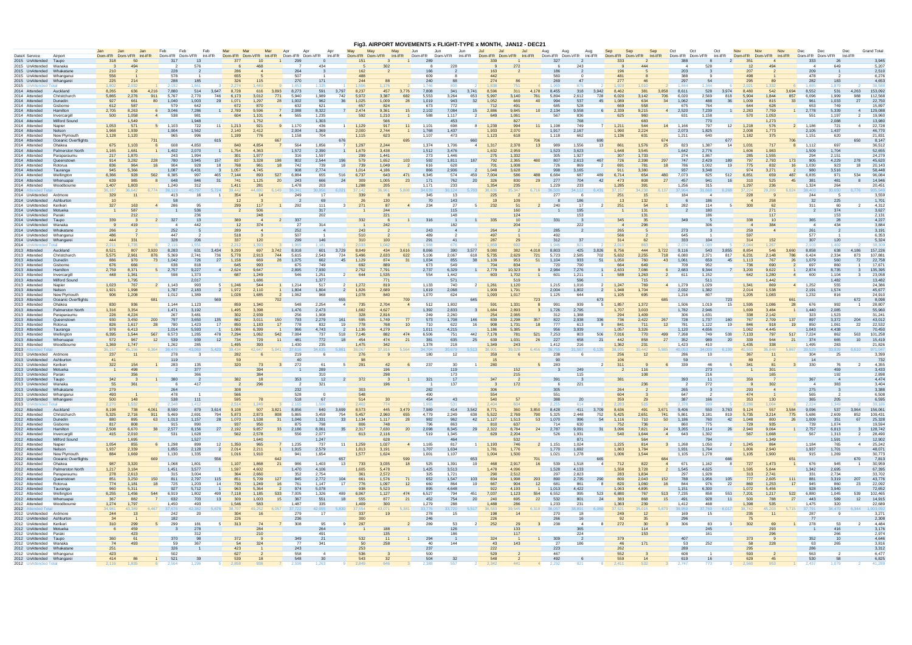# Fig3. AIRPORT MOVEMENTS x FLIGHT-TYPE x MONTH, JAN12 - DEC21

| DateX | Service | Airport | Jan | Jan | Jan | Feb | Feb | Feb | Mar | Mar | Mar | Apr | Apr | Apr | May | May | May | Jun | Jun | Jun | Jul | Jul | Jul | Aug | Aug | Aug | Sep | Sep | Sep | Oct | Oct | Oct | Nov | Nov | Nov | Dec | Dec | Dec | Grand Total |
|---|---|---|---|---|---|---|---|---|---|---|---|---|---|---|---|---|---|---|---|---|---|---|---|---|---|---|---|---|---|---|---|---|---|---|---|---|---|---|---|
| | | | Dom-IFR | Dom-VFR | Int-IFR | Dom-IFR | Dom-VFR | Int-IFR | Dom-IFR | Dom-VFR | Int-IFR | Dom-IFR | Dom-VFR | Int-IFR | Dom-IFR | Dom-VFR | Int-IFR | Dom-IFR | Dom-VFR | Int-IFR | Dom-IFR | Dom-VFR | Int-IFR | Dom-IFR | Dom-VFR | Int-IFR | Dom-IFR | Dom-VFR | Int-IFR | Dom-IFR | Dom-VFR | Int-IFR | Dom-IFR | Dom-VFR | Int-IFR | Dom-IFR | Dom-VFR | Int-IFR | |
| 2015 | UnAttended | Taupo | 318 | 50 | | 317 | 13 | | 377 | 10 | | 299 | 0 | | 151 | 3 | 1 | 289 | | | 339 | 1 | | 327 | 2 | | 333 | 2 | | 388 | 8 | | 351 | 4 | | 333 | 26 | | 3,945 |
| 2015 | UnAttended | Wanaka | 3 | 494 | | 2 | 576 | | 6 | 468 | | 7 | 434 | | 5 | 302 | | 8 | 228 | | 9 | 272 | | 6 | 243 | | 9 | 444 | | 4 | 528 | | 12 | 494 | | 4 | 649 | | 5,207 |
| 2015 | UnAttended | Whakatane | 210 | 2 | | 228 | 2 | | 286 | 4 | | 264 | 3 | | 162 | 2 | | 166 | 2 | | 163 | 2 | | 186 | 2 | | 196 | 5 | | 203 | 3 | | 207 | 2 | | 209 | 1 | | 2,510 |
| 2015 | UnAttended | Whanganui | 556 | 1 | | 578 | 1 | | 655 | 5 | | 507 | 1 | | 488 | | | 609 | 8 | | 442 | | | 560 | 0 | | 481 | 8 | | 388 | 9 | | 498 | 1 | | 478 | 2 | | 6,276 |
| 2015 | UnAttended | Whangarei | 225 | 214 | | 288 | 185 | | 326 | 115 | | 270 | 171 | | 244 | 88 | | 240 | 88 | | 274 | 86 | | 269 | 47 | | 277 | 46 | | 297 | 54 | | 295 | 89 | | 282 | 183 | | 4,653 |
| 2015 | UnAttended Total | | 1,312 | 761 | | 1,413 | 777 | | 1,650 | 602 | | 1,347 | 609 | | 1,050 | 395 | 1 | 1,312 | 326 | | 1,227 | 361 | | 1,348 | 294 | | 1,296 | 505 | | 1,280 | 602 | | 1,363 | 590 | | 1,306 | 861 | | 22,591 |
| 2014 | Attended | Auckland | 8,265 | 636 | 4,216 | 7,880 | 514 | 3,647 | 8,728 | 616 | 3,893 | 8,273 | 591 | 3,797 | 8,237 | 457 | 3,776 | 7,808 | 341 | 3,741 | 8,506 | 311 | 4,178 | 8,455 | 318 | 3,942 | 8,462 | 381 | 3,858 | 8,611 | 528 | 3,974 | 8,480 | 542 | 3,694 | 8,552 | 531 | 4,263 | 153,092 |
| 2014 | Attended | Christchurch | 5,865 | 2,276 | 911 | 5,767 | 2,770 | 746 | 6,173 | 3,012 | 771 | 5,940 | 1,989 | 742 | 5,972 | 3,387 | 682 | 5,553 | 3,264 | 653 | 5,997 | 3,140 | 761 | 5,894 | 2,612 | 728 | 6,020 | 3,142 | 706 | 6,020 | 2,569 | 818 | 5,904 | 1,844 | 857 | 6,096 | 1,999 | 988 | 112,568 |
| 2014 | Attended | Dunedin | 927 | 661 | 80 | 1,040 | 1,003 | 29 | 1,071 | 1,297 | 28 | 1,002 | 962 | 36 | 1,025 | 1,009 | 28 | 1,019 | 943 | 32 | 1,052 | 669 | 40 | 994 | 537 | 45 | 1,089 | 634 | 34 | 1,062 | 488 | 36 | 1,009 | 815 | 33 | 961 | 1,033 | 27 | 22,750 |
| 2014 | Attended | Gisborne | 612 | 587 | | 579 | 642 | | 672 | 870 | | 632 | 621 | | 675 | 824 | | 673 | 772 | | 712 | 491 | | 685 | 528 | | 669 | 558 | | 675 | 764 | | 644 | 628 | | 653 | 749 | | 15,897 |
| 2014 | Attended | Hamilton | 2,705 | 8,263 | 6 | 3,046 | 7,286 | 1 | 2,789 | 9,596 | 7 | 2,088 | 8,322 | 7 | 2,474 | 9,361 | 15 | 2,102 | 7,084 | 15 | 2,886 | 9,845 | 10 | 2,134 | 9,558 | 6 | 2,339 | 9,215 | 4 | 2,520 | 7,239 | 1 | 2,283 | 7,759 | 1 | 2,778 | 5,339 | 4 | 120,988 |
| 2014 | Attended | Invercargill | 500 | 1,058 | 4 | 538 | 981 | | 684 | 1,101 | 4 | 565 | 1,235 | | 592 | 1,210 | 1 | 588 | 1,117 | 2 | 649 | 1,061 | | 567 | 836 | | 625 | 960 | | 631 | 1,158 | | 570 | 1,053 | | 551 | 1,197 | 2 | 19,960 |
| 2014 | Attended | Milford Sound | | 1,549 | | | 1,948 | | | 1,752 | | | 1,303 | | | 566 | | | 453 | | | 827 | | | 768 | | | 683 | | | 770 | | | 1,273 | | | 2,088 | | 13,980 |
| 2014 | Attended | Napier | 1,053 | 571 | 5 | 1,103 | 722 | 11 | 1,213 | 921 | 9 | 1,170 | 436 | 1 | 1,129 | 917 | 11 | 1,101 | 698 | 8 | 1,239 | 994 | 11 | 1,198 | 749 | 7 | 1,211 | 544 | 14 | 1,166 | 797 | 12 | 1,218 | 576 | 2 | 1,186 | 721 | 4 | 22,728 |
| 2014 | Attended | Nelson | 1,968 | 1,939 | | 1,904 | 1,562 | | 2,140 | 2,412 | | 2,004 | 1,369 | | 2,000 | 2,744 | 1 | 1,768 | 1,437 | | 1,933 | 2,070 | | 1,917 | 2,167 | | 1,990 | 2,224 | | 2,073 | 1,825 | | 2,008 | 1,773 | | 2,105 | 1,437 | | 46,770 |
| 2014 | Attended | New Plymouth | 1,128 | 1,120 | | 965 | 996 | | 1,199 | 776 | | 1,158 | 704 | | 1,115 | 623 | | 1,107 | 473 | | 1,123 | 618 | | 1,118 | 662 | | 1,136 | 631 | | 1,211 | 640 | | 1,182 | 375 | | 1,151 | 620 | | 21,831 |
| 2014 | Attended | Oceanic Overflights | | | 731 | | | 615 | | | 667 | | | 676 | | | 695 | | | 660 | | | 706 | | | 690 | | | 674 | | | 722 | | | 706 | | | 650 | 8,147 |
| 2014 | Attended | Ohakea | 675 | 1,103 | 6 | 608 | 4,850 | | 840 | 4,854 | 7 | 564 | 1,856 | 7 | 1,297 | 2,244 | | 1,374 | 1,706 | 4 | 1,317 | 2,378 | 13 | 989 | 1,556 | 13 | 861 | 1,576 | 25 | 823 | 1,387 | 14 | 1,031 | 717 | 8 | 1,112 | 697 | | 36,512 |
| 2014 | Attended | Palmerston North | 1,165 | 1,681 | 1 | 1,402 | 2,070 | 1 | 1,764 | 4,363 | | 1,572 | 2,390 | 1 | 1,679 | 3,438 | | 1,512 | 3,476 | | 1,632 | 2,959 | | 1,523 | 3,623 | | 1,648 | 3,545 | | 1,642 | 2,776 | | 1,606 | 1,983 | | 1,509 | 1,704 | | 52,655 |
| 2014 | Attended | Paraparaumu | 217 | 1,870 | | 243 | 1,994 | | 301 | 1,977 | | 316 | 1,597 | | 299 | 1,441 | | 273 | 1,446 | | 275 | 1,332 | | 305 | 1,927 | | 307 | 1,733 | | 274 | 1,867 | | 285 | 1,555 | | 294 | 2,151 | | 24,279 |
| 2014 | Attended | Queenstown | 914 | 3,282 | 228 | 780 | 3,945 | 157 | 837 | 3,328 | 198 | 802 | 2,544 | 196 | 579 | 1,652 | 103 | 592 | 1,811 | 187 | 792 | 2,365 | 480 | 807 | 2,613 | 467 | 726 | 2,398 | 297 | 747 | 2,429 | 189 | 797 | 2,793 | 173 | 905 | 4,229 | 278 | 45,620 |
| 2014 | Attended | Rotorua | 836 | 964 | 16 | 904 | 928 | 18 | 768 | 961 | 18 | 742 | 739 | 18 | 739 | 1,049 | 2 | 616 | 628 | | 701 | 1,008 | | 726 | 869 | 2 | 691 | 781 | 18 | 766 | 1,002 | 19 | 775 | 832 | 16 | 1,030 | 923 | 18 | 20,143 |
| 2014 | Attended | Tauranga | 945 | 5,366 | | 1,087 | 6,431 | 3 | 1,057 | 4,745 | | 908 | 2,774 | | 1,014 | 4,186 | | 866 | 2,906 | 2 | 1,048 | 3,628 | | 998 | 3,165 | | 911 | 3,380 | | 887 | 3,348 | | 974 | 3,271 | 2 | 980 | 3,516 | | 58,448 |
| 2014 | Attended | Wellington | 6,366 | 928 | 562 | 6,385 | 997 | 465 | 7,144 | 893 | 527 | 6,884 | 655 | 516 | 6,737 | 643 | 471 | 6,345 | 574 | 459 | 7,004 | 586 | 488 | 6,884 | 687 | 489 | 6,714 | 654 | 480 | 7,073 | 825 | 512 | 6,851 | 659 | 487 | 6,835 | 971 | 534 | 96,084 |
| 2014 | Attended | Whenuapai | 639 | 985 | 8 | 648 | 846 | 31 | 741 | 1,125 | 20 | 243 | 666 | 24 | 309 | 1,005 | 23 | 171 | 762 | 20 | 326 | 830 | 29 | 277 | 704 | 42 | 473 | 808 | 27 | 457 | 941 | 16 | 310 | 525 | 45 | 381 | 481 | 8 | 14,946 |
| 2014 | Attended | Woodbourne | 1,407 | 1,803 | | 1,240 | 312 | | 1,411 | 281 | | 1,478 | 203 | | 1,288 | 205 | | 1,171 | 233 | | 1,354 | 235 | | 1,229 | 233 | | 1,285 | 391 | | 1,256 | 315 | | 1,297 | 236 | | 1,324 | 264 | | 20,451 |
| 2014 | Attended Total | | 36,187 | 36,642 | 6,774 | 36,119 | 40,797 | 5,724 | 39,442 | 44,880 | 6,149 | 36,341 | 30,956 | 6,021 | 37,142 | 36,961 | 5,808 | 34,639 | 30,124 | 5,783 | 38,639 | 35,347 | 6,716 | 36,500 | 34,112 | 6,431 | 37,157 | 34,238 | 6,137 | 37,864 | 31,668 | 6,268 | 37,224 | 29,200 | 6,024 | 38,403 | 30,650 | 6,776 | 935,949 |
| 2014 | UnAttended | Ardmore | 323 | 10 | | 413 | 16 | 1 | 354 | 14 | | 249 | 17 | | 339 | 8 | | 345 | 13 | | 225 | 2 | | 277 | 6 | | 251 | 15 | | 184 | 4 | | 228 | 9 | | 244 | 5 | | 3,559 |
| 2014 | UnAttended | Ashburton | | 10 | | | 58 | | 12 | 3 | | 2 | 69 | | 26 | 130 | | 70 | 143 | | 19 | 109 | | 8 | 186 | | 13 | 132 | | 6 | 186 | | 4 | 258 | | 32 | 225 | | 1,701 |
| 2014 | UnAttended | Kerikeri | 327 | 163 | 4 | 286 | 95 | | 299 | 117 | 1 | 292 | 111 | 3 | 271 | 87 | 4 | 234 | 27 | 5 | 232 | 51 | 2 | 240 | 17 | 2 | 251 | 54 | 1 | 282 | 114 | 5 | 300 | 62 | | 311 | 60 | 2 | 4,312 |
| 2014 | UnAttended | Motueka | 1 | 587 | | 1 | 536 | | 2 | 506 | | | 317 | | 1 | 244 | | | 115 | | | 160 | | 1 | 195 | | 1 | 131 | | 2 | 180 | | | 271 | | 2 | 374 | | 3,627 |
| 2014 | UnAttended | Pukaki | | 212 | | | 236 | | | 248 | | | 202 | | | 221 | | | 148 | | | 124 | | | 153 | | | 131 | | | 186 | | | 117 | | | 153 | | 2,131 |
| 2014 | UnAttended | Taupo | 339 | 3 | 2 | 327 | 13 | | 389 | 4 | 2 | 337 | | | 332 | 6 | | 316 | 1 | 1 | 335 | 10 | | 331 | 3 | | 345 | 35 | | 349 | 5 | | 338 | 10 | | 365 | 28 | | 4,227 |
| 2014 | UnAttended | Wanaka | 9 | 419 | | 4 | 442 | | 12 | 374 | | 27 | 314 | | 1 | 242 | | | 182 | | | 204 | | | 222 | | 4 | 296 | | | 306 | | 4 | 384 | | 4 | 434 | | 3,884 |
| 2014 | UnAttended | Whakatane | 266 | 2 | | 252 | 5 | | 289 | 4 | | 252 | 4 | | 243 | 2 | | 243 | 4 | | 264 | 2 | | 285 | 2 | | 265 | 5 | | 273 | 3 | | 259 | 4 | | 261 | 2 | | 3,191 |
| 2014 | UnAttended | Whanganui | 486 | 7 | | 447 | 2 | | 518 | 3 | | 507 | 1 | | 510 | 2 | | 489 | 2 | | 497 | 1 | | 492 | | | 566 | 2 | | 645 | 1 | | 597 | | | 577 | 1 | | 6,353 |
| 2014 | UnAttended | Whangarei | 444 | 331 | | 328 | 206 | | 337 | 120 | | 299 | 146 | | 310 | 100 | | 291 | 41 | | 287 | 29 | | 312 | 37 | | 314 | 62 | | 333 | 104 | | 314 | 152 | | 307 | 120 | | 5,324 |
| 2014 | UnAttended Total | | 2,211 | 1,735 | 6 | 2,116 | 1,551 | 1 | 2,212 | 1,393 | 3 | 1,965 | 1,181 | 3 | 2,033 | 1,040 | 4 | 1,988 | 676 | 6 | 1,859 | 602 | 2 | 1,945 | 821 | 2 | 2,010 | 868 | 1 | 2,074 | 1,080 | 5 | 2,044 | 1,267 | | 2,103 | 1,402 | 2 | 38,309 |
| 2013 | Attended | Auckland | 8,521 | 807 | 3,920 | 8,283 | 631 | 3,434 | 9,299 | 697 | 3,742 | 8,918 | 601 | 3,729 | 8,849 | 434 | 3,616 | 8,066 | 390 | 3,577 | 9,080 | 382 | 4,018 | 8,803 | 425 | 3,826 | 8,756 | 444 | 3,722 | 9,116 | 543 | 3,855 | 8,854 | 546 | 3,660 | 8,858 | 638 | 4,186 | 157,226 |
| 2013 | Attended | Christchurch | 5,575 | 2,961 | 876 | 5,369 | 2,741 | 736 | 5,778 | 2,913 | 744 | 5,615 | 2,543 | 724 | 5,496 | 2,633 | 622 | 5,106 | 2,067 | 618 | 5,735 | 2,629 | 721 | 5,723 | 2,585 | 702 | 5,632 | 2,255 | 718 | 6,080 | 2,371 | 817 | 6,231 | 2,148 | 786 | 6,424 | 2,334 | 873 | 107,881 |
| 2013 | Attended | Dunedin | 886 | 970 | 73 | 1,042 | 726 | 27 | 1,158 | 669 | 26 | 1,075 | 662 | 45 | 1,129 | 874 | 31 | 1,034 | 855 | 38 | 1,109 | 953 | 51 | 1,104 | 933 | 51 | 1,050 | 760 | 43 | 1,061 | 659 | 45 | 1,113 | 767 | 26 | 1,079 | 560 | 72 | 22,758 |
| 2013 | Attended | Gisborne | 676 | 666 | | 638 | 818 | | 645 | 993 | | 675 | 749 | | 692 | 889 | | 673 | 549 | | 704 | 834 | | 720 | 790 | | 664 | 649 | | 709 | 952 | | 736 | 690 | 2 | 697 | 860 | 1 | 17,671 |
| 2013 | Attended | Hamilton | 2,759 | 8,371 | 5 | 2,757 | 9,227 | 4 | 2,824 | 8,646 | 1 | 2,895 | 7,930 | | 2,752 | 7,791 | | 2,737 | 8,329 | 1 | 2,779 | 10,323 | 9 | 2,984 | 7,276 | 1 | 2,633 | 7,086 | 6 | 2,883 | 9,344 | 7 | 3,200 | 9,622 | 1 | 2,874 | 8,735 | 3 | 135,395 |
| 2013 | Attended | Invercargill | 448 | 1,361 | | 598 | 1,373 | | 687 | 1,249 | | 546 | 1,251 | 2 | 644 | 1,535 | | 554 | 1,442 | | 603 | 1,702 | 1 | 601 | 1,211 | 1 | 588 | 1,263 | 2 | 611 | 1,152 | | 642 | 1,280 | 4 | 600 | 1,104 | 3 | 23,058 |
| 2013 | Attended | Milford Sound | | 1,795 | | | 2,017 | | | 1,686 | | | 1,377 | | | 771 | | | 571 | | | 519 | | | 596 | | | 715 | | | 511 | | | 1,442 | | | 1,482 | | 13,482 |
| 2013 | Attended | Napier | 1,023 | 767 | 2 | 1,143 | 993 | 5 | 1,246 | 544 | 1 | 1,214 | 517 | 2 | 1,272 | 819 | | 1,133 | 740 | 2 | 1,261 | 1,120 | | 1,215 | 1,016 | 2 | 1,247 | 769 | 4 | 1,279 | 1,029 | | 1,341 | 869 | 4 | 1,252 | 555 | | 24,386 |
| 2013 | Attended | Nelson | 1,921 | 1,998 | | 1,787 | 2,183 | 2 | 1,972 | 2,110 | 1 | 1,804 | 1,804 | 2 | 1,826 | 2,689 | | 1,619 | 2,068 | | 1,909 | 1,791 | | 2,004 | 1,802 | 2 | 1,948 | 1,704 | | 2,032 | 1,382 | | 2,014 | 1,536 | | 2,191 | 1,574 | | 45,677 |
| 2013 | Attended | New Plymouth | 906 | 1,208 | | 1,012 | 1,389 | | 1,028 | 1,685 | 2 | 1,062 | 968 | | 1,078 | 840 | | 1,070 | 624 | | 1,093 | 1,017 | | 1,125 | 644 | | 1,105 | 695 | | 1,216 | 807 | | 1,205 | 1,083 | | 1,232 | 816 | | 24,910 |
| 2013 | Attended | Oceanic Overflights | | | 681 | | | 569 | | | 702 | | | 655 | | | 709 | | | 645 | | | 723 | | | 673 | | | 685 | | | 723 | | | 661 | | | 672 | 8,098 |
| 2013 | Attended | Ohakea | 830 | 936 | | 1,144 | 1,123 | | 859 | 1,340 | | 548 | 2,254 | 4 | 735 | 2,704 | 4 | 512 | 1,802 | | 591 | 1,331 | 8 | 991 | 939 | 5 | 1,857 | 1,372 | | 1,506 | 1,019 | 15 | 1,595 | 1,086 | 28 | 676 | 992 | 1 | 28,807 |
| 2013 | Attended | Palmerston North | 1,316 | 3,354 | | 1,471 | 3,192 | | 1,495 | 3,398 | | 1,476 | 2,473 | | 1,682 | 4,627 | | 1,392 | 2,833 | 3 | 1,684 | 2,893 | 3 | 1,726 | 2,795 | | 1,707 | 3,003 | | 1,782 | 2,946 | | 1,699 | 3,484 | 1 | 1,440 | 2,085 | | 55,960 |
| 2013 | Attended | Paraparaumu | 226 | 4,224 | | 267 | 3,481 | | 302 | 2,939 | | 256 | 1,908 | | 328 | 2,816 | | 249 | 2,260 | | 254 | 2,065 | | 312 | 1,388 | | 294 | 1,409 | | 306 | 1,631 | | 338 | 2,142 | | 323 | 1,523 | | 31,241 |
| 2013 | Attended | Queenstown | 930 | 3,456 | 200 | 797 | 3,650 | 135 | 882 | 3,011 | 150 | 793 | 2,279 | 161 | 595 | 1,749 | 77 | 573 | 1,708 | 146 | 839 | 2,298 | 357 | 822 | 2,938 | 336 | 736 | 2,422 | 267 | 728 | 1,737 | 160 | 767 | 2,709 | 137 | 897 | 3,372 | 204 | 43,012 |
| 2013 | Attended | Rotorua | 886 | 1,617 | 28 | 780 | 1,423 | 17 | 850 | 1,183 | 17 | 778 | 832 | 19 | 778 | 768 | 10 | 710 | 622 | 16 | 908 | 1,731 | 18 | 777 | 613 | 9 | 841 | 711 | 12 | 781 | 1,122 | 19 | 846 | 918 | 19 | 850 | 1,061 | 22 | 22,552 |
| 2013 | Attended | Tauranga | 978 | 6,413 | | 1,014 | 5,593 | 1 | 1,068 | 6,399 | 1 | 966 | 4,743 | 2 | 1,136 | 4,279 | | 1,011 | 4,215 | | 1,186 | 5,385 | | 956 | 3,939 | | 1,057 | 3,326 | | 1,120 | 4,656 | | 1,062 | 4,445 | | 1,043 | 4,438 | | 70,450 |
| 2013 | Attended | Wellington | 6,395 | 1,544 | 567 | 6,573 | 1,285 | 478 | 7,294 | 1,062 | 542 | 7,084 | 737 | 518 | 7,146 | 882 | 474 | 6,506 | 751 | 442 | 7,178 | 781 | 521 | 7,253 | 803 | 506 | 7,016 | 770 | 499 | 7,268 | 749 | 536 | 7,133 | 797 | 517 | 7,224 | 862 | 563 | 101,258 |
| 2013 | Attended | Whenuapai | 572 | 967 | 12 | 539 | 939 | 12 | 734 | 729 | 11 | 481 | 772 | 18 | 454 | 474 | 21 | 381 | 635 | 25 | 639 | 1,031 | 26 | 227 | 658 | 21 | 442 | 858 | 27 | 352 | 989 | 20 | 339 | 944 | 21 | 374 | 665 | 10 | 15,419 |
| 2013 | Attended | Woodbourne | 1,369 | 1,747 | | 1,262 | 285 | | 1,495 | 393 | | 1,430 | 235 | | 1,475 | 342 | | 1,378 | 218 | | 1,349 | 243 | | 1,412 | 216 | | 1,362 | 231 | | 1,423 | 410 | | 1,435 | 338 | | 1,495 | 283 | | 21,826 |
| 2013 | Attended Total | | 36,157 | 45,156 | 6,364 | 36,476 | 43,069 | 5,420 | 39,434 | 42,647 | 5,941 | 37,616 | 34,635 | 5,861 | 38,067 | 37,916 | 5,564 | 34,704 | 30,679 | 5,513 | 38,901 | 39,028 | 6,456 | 38,765 | 31,587 | 6,135 | 38,009 | 30,442 | 5,985 | 40,053 | 34,009 | 6,199 | 40,550 | 38,848 | 5,867 | 39,929 | 33,939 | 6,610 | 971,047 |
| 2013 | UnAttended | Ardmore | 237 | 11 | | 278 | 3 | | 282 | 6 | | 219 | 6 | | 276 | 9 | | 180 | 12 | | 359 | 6 | | 238 | 6 | | 256 | 12 | | 286 | 10 | | 367 | 11 | | 304 | 25 | | 3,399 |
| 2013 | UnAttended | Ashburton | | 41 | | | 119 | | | 59 | | | 40 | | | 98 | | | | | | 15 | | | 90 | | | 106 | | | 59 | | 2 | 89 | | | 14 | | 732 |
| 2013 | UnAttended | Kerikeri | 322 | 154 | 1 | 283 | 135 | | 320 | 73 | 3 | 272 | 61 | 5 | 291 | 42 | 6 | 237 | 30 | 1 | 280 | | | 283 | 5 | | 311 | 9 | 6 | 339 | 46 | 5 | 341 | 81 | | 330 | 76 | 2 | 4,455 |
| 2013 | UnAttended | Motueka | 1 | 498 | | 2 | 377 | | | 394 | | 1 | 289 | | | 196 | | | 119 | | | 152 | | 3 | 249 | | 2 | 116 | | | 273 | | 1 | 301 | | | 459 | | 3,433 |
| 2013 | UnAttended | Pukaki | | 356 | | | 366 | | | 384 | | | 310 | | | 298 | | | 173 | | | 215 | | | 115 | | | 108 | | | 216 | | | 185 | | | 192 | | 2,898 |
| 2013 | UnAttended | Taupo | 342 | 3 | | 380 | 2 | | 382 | 18 | | 353 | 12 | 2 | 372 | 3 | 1 | 321 | 17 | | 347 | 2 | | 391 | 3 | | 381 | | | 393 | 11 | | 359 | 7 | | 367 | 4 | | 4,474 |
| 2013 | UnAttended | Wanaka | 55 | 361 | | 6 | 417 | | 2 | 296 | | 2 | 321 | | | 196 | | 1 | 137 | | 3 | 172 | | 6 | 221 | | | 236 | | 2 | 272 | | 9 | 302 | | 4 | 383 | | 3,404 |
| 2013 | UnAttended | Whakatane | 279 | | | 264 | | | 308 | | | 232 | | | 303 | | | 282 | | | 306 | | | 305 | | | 264 | 2 | | 265 | 3 | | 293 | 4 | | 275 | 3 | | 3,388 |
| 2013 | UnAttended | Whanganui | 493 | 1 | | 478 | 1 | | 566 | | | 528 | 0 | | 548 | | | 490 | | | 554 | | | 551 | | | 604 | 3 | | 647 | 2 | | 474 | 1 | | 565 | 2 | | 6,508 |
| 2013 | UnAttended | Whangarei | 500 | 148 | | 538 | 111 | | 595 | 78 | | 518 | 67 | | 514 | 30 | | 454 | 43 | | 540 | 57 | | 388 | 20 | | 359 | 29 | | 387 | 166 | | 353 | 130 | | 365 | 205 | | 6,595 |
| 2013 | UnAttended Total | | 2,270 | 1,532 | | 2,348 | 1,412 | | 2,514 | 1,249 | 3 | 2,165 | 1,066 | 7 | 2,402 | 774 | | 1,965 | 531 | 1 | 2,404 | 604 | | 2,255 | 614 | | 2,283 | 515 | 6 | 2,378 | 989 | 5 | 2,286 | 1,004 | | 2,224 | 1,349 | 2 | 39,186 |
| 2012 | Attended | Auckland | 8,198 | 738 | 4,061 | 8,590 | 879 | 3,614 | 9,108 | 507 | 3,821 | 8,856 | 640 | 3,699 | 8,573 | 445 | 3,479 | 7,989 | 414 | 3,542 | 8,771 | 360 | 3,850 | 8,428 | 411 | 3,709 | 8,636 | 491 | 3,671 | 9,406 | 550 | 3,763 | 9,124 | 557 | 3,584 | 9,096 | 537 | 3,964 | 156,061 |
| 2012 | Attended | Christchurch | 5,325 | 2,716 | 911 | 5,469 | 2,691 | 794 | 5,873 | 2,673 | 808 | 5,865 | 3,459 | 754 | 5,457 | 2,960 | 655 | 4,779 | 2,249 | 638 | 5,522 | 2,769 | 790 | 5,522 | 2,448 | 752 | 5,425 | 2,651 | 741 | 5,861 | 3,181 | 819 | 5,735 | 3,214 | 775 | 5,686 | 2,609 | 852 | 109,431 |
| 2012 | Attended | Dunedin | 880 | 895 | 63 | 1,013 | 1,157 | 28 | 1,070 | 1,538 | 31 | 1,046 | 1,331 | 33 | 1,134 | 1,117 | 28 | 982 | 962 | 42 | 1,127 | 1,513 | 53 | 1,070 | 996 | 54 | 1,116 | 710 | 50 | 1,186 | 760 | 42 | 1,048 | 800 | 26 | 1,009 | 351 | 67 | 25,328 |
| 2012 | Attended | Gisborne | 817 | 808 | | 915 | 890 | | 937 | 950 | | 875 | 798 | | 806 | 748 | | 796 | 863 | | 810 | 637 | | 714 | 630 | | 752 | 736 | | 860 | 775 | | 729 | 935 | | 739 | 1,074 | | 19,594 |
| 2012 | Attended | Hamilton | 2,508 | 6,670 | 38 | 2,577 | 8,156 | 27 | 2,192 | 9,857 | 33 | 2,186 | 8,061 | 35 | 2,317 | 7,630 | 20 | 2,098 | 8,345 | 29 | 2,322 | 8,784 | 24 | 2,787 | 9,091 | 31 | 3,096 | 7,821 | 24 | 3,265 | 7,114 | 26 | 2,940 | 9,064 | 1 | 2,757 | 6,813 | 3 | 128,742 |
| 2012 | Attended | Invercargill | 415 | 2,010 | | 531 | 1,628 | | 562 | 2,578 | | 556 | 2,077 | | 613 | 2,118 | | 519 | 1,345 | | 629 | 2,204 | | 526 | 1,931 | | 540 | 1,644 | | 643 | 1,302 | | 567 | 1,668 | | 567 | 1,513 | 2 | 29,480 |
| 2012 | Attended | Milford Sound | | 1,695 | | | 1,527 | | | 1,640 | | | 1,247 | | | 628 | | | 464 | | | 532 | | | 871 | | | 564 | | | 794 | | | 1,349 | | | 1,591 | | 12,902 |
| 2012 | Attended | Napier | 1,054 | 855 | 6 | 1,298 | 899 | 12 | 1,350 | 965 | 7 | 1,235 | 737 | 11 | 1,259 | 1,027 | 4 | 1,165 | 817 | 1 | 1,193 | 746 | 2 | 1,151 | 1,024 | | 1,225 | 814 | 3 | 1,268 | 1,050 | 2 | 1,245 | 864 | | 1,184 | 765 | 4 | 25,242 |
| 2012 | Attended | Nelson | 1,937 | 2,339 | | 1,855 | 2,128 | 2 | 2,014 | 2,211 | 1 | 1,915 | 2,579 | | 1,813 | 3,191 | | 1,707 | 1,634 | | 1,781 | 1,776 | | 1,770 | 1,692 | | 1,863 | 1,764 | | 1,931 | 1,764 | | 1,806 | 2,940 | | 1,937 | 1,701 | | 48,071 |
| 2012 | Attended | New Plymouth | 884 | 1,669 | | 1,130 | 1,335 | | 1,016 | 1,910 | | 941 | 1,654 | | 1,577 | 1,624 | | 1,001 | 1,107 | | 1,004 | 1,500 | | 1,021 | 1,278 | | 1,006 | 1,544 | | 1,105 | 1,278 | | 1,105 | 1,900 | | 915 | 1,269 | | 30,773 |
| 2012 | Attended | Oceanic Overflights | | | 669 | | | 556 | | | 642 | | | 657 | | | 599 | | | 653 | | | 701 | | | 665 | | | 666 | | | 666 | | | 651 | | | 670 | 7,813 |
| 2012 | Attended | Ohakea | 987 | 3,320 | | 1,068 | 1,801 | | 1,107 | 1,868 | 21 | 986 | 1,403 | 13 | 733 | 3,035 | 18 | 525 | 1,391 | 19 | 468 | 2,917 | 16 | 539 | 1,518 | 4 | 712 | 822 | 4 | 671 | 1,162 | 8 | 727 | 1,473 | 1 | 676 | 945 | 1 | 30,959 |
| 2012 | Attended | Palmerston North | 1,217 | 3,184 | | 1,451 | 3,577 | 1 | 1,597 | 4,602 | | 1,470 | 4,106 | | 1,605 | 5,478 | | 1,425 | 3,513 | | 1,478 | 4,096 | | 1,528 | 4,133 | | 1,558 | 3,728 | 2 | 1,545 | 4,625 | | 1,595 | 5,844 | | 1,342 | 2,695 | | 67,395 |
| 2012 | Attended | Paraparaumu | 278 | 2,613 | | 315 | 3,004 | | 364 | 2,860 | | 352 | 2,754 | | 361 | 2,572 | | 325 | 1,721 | | 290 | 2,512 | | 297 | 2,823 | | 283 | 1,834 | | 297 | 1,928 | | 313 | 2,741 | | 331 | 2,734 | | 33,702 |
| 2012 | Attended | Queenstown | 851 | 3,250 | 150 | 811 | 2,797 | 115 | 851 | 5,709 | 127 | 845 | 2,772 | 104 | 661 | 1,576 | 71 | 652 | 1,547 | 103 | 834 | 1,998 | 293 | 890 | 2,735 | 290 | 800 | 2,043 | 152 | 788 | 1,956 | 105 | 777 | 2,605 | 111 | 881 | 3,319 | 207 | 43,776 |
| 2012 | Attended | Rotorua | 774 | 1,181 | 18 | 725 | 1,203 | 14 | 730 | 1,249 | 16 | 761 | 1,147 | 17 | 776 | 1,097 | 12 | 660 | 864 | 19 | 667 | 904 | 12 | 681 | 861 | 8 | 820 | 1,060 | 16 | 844 | 976 | 22 | 860 | 1,253 | 17 | 945 | 860 | 23 | 22,092 |
| 2012 | Attended | Tauranga | 960 | 5,311 | | 927 | 5,712 | 1 | 963 | 5,364 | 2 | 974 | 5,078 | | 938 | 5,523 | | 895 | 4,648 | | 922 | 4,193 | 1 | 1,013 | 4,422 | | 1,063 | 4,895 | | 1,151 | 6,300 | | 1,072 | 5,456 | | 928 | 3,940 | | 72,652 |
| 2012 | Attended | Wellington | 6,255 | 1,456 | 544 | 6,919 | 1,802 | 499 | 7,118 | 1,185 | 533 | 7,005 | 1,326 | 489 | 6,967 | 1,127 | 474 | 6,527 | 794 | 451 | 7,037 | 1,123 | 554 | 6,552 | 995 | 523 | 6,880 | 767 | 513 | 7,235 | 858 | 553 | 7,201 | 1,217 | 522 | 6,880 | 1,045 | 539 | 102,465 |
| 2012 | Attended | Whenuapai | 367 | 882 | 7 | 632 | 703 | 13 | 309 | 1,003 | 15 | 367 | 551 | 18 | 555 | 877 | 21 | 452 | 754 | 20 | 240 | 695 | 22 | 532 | 801 | 24 | 383 | 868 | 15 | 491 | 928 | 11 | 500 | 788 | 27 | 443 | 589 | 12 | 14,915 |
| 2012 | Attended | Woodbourne | 1,274 | 1,797 | | 1,450 | 493 | | 1,546 | 583 | | 1,487 | 335 | | 1,409 | 300 | | 1,279 | 288 | | 1,488 | 286 | | 1,233 | 231 | | 1,363 | 239 | | 1,412 | 468 | | 1,398 | 535 | | 1,475 | 320 | | 22,689 |
| 2012 | Attended Total | | 34,981 | 43,380 | 6,467 | 37,676 | 42,382 | 5,678 | 38,707 | 49,252 | 6,057 | 37,732 | 42,055 | 5,830 | 37,554 | 43,071 | 5,381 | 33,776 | 33,707 | 5,517 | 36,583 | 39,545 | 6,318 | 36,057 | 38,881 | 6,060 | 37,521 | 35,015 | 5,879 | 39,959 | 37,769 | 6,017 | 38,742 | 45,203 | 5,715 | 37,791 | 34,470 | 6,344 | 1,003,992 |
| 2012 | UnAttended | Ardmore | 244 | 13 | | 242 | 20 | | 304 | 16 | | 279 | 17 | | 337 | 19 | | 246 | 15 | | 198 | 14 | | 270 | 18 | | 249 | 12 | | 269 | 19 | | 235 | 11 | | 287 | 9 | | 3,271 |
| 2012 | UnAttended | Ashburton | 34 | 1 | | | 182 | | | 226 | | | 236 | | | 300 | | | 246 | | | 226 | | | 266 | 16 | | 92 | 35 | | 296 | | | 75 | | | 77 | | 2,308 |
| 2012 | UnAttended | Kerikeri | 310 | 299 | 5 | 299 | 181 | 1 | 313 | 74 | 7 | 308 | 95 | 9 | 297 | | 2 | 289 | 53 | 2 | 252 | 29 | 3 | 238 | 4 | 8 | 272 | 30 | 5 | 306 | 83 | 3 | 302 | 69 | 1 | 278 | 53 | 2 | 4,484 |
| 2012 | UnAttended | Motueka | 6 | 459 | | 3 | 278 | | | 284 | | | 264 | | | 188 | | | 126 | | | 133 | | | 128 | | | 114 | | | 245 | | | 293 | | | 416 | | 3,176 |
| 2012 | UnAttended | Pukaki | | 423 | | | 312 | | | 210 | | | 221 | | | 135 | | | 186 | | | 224 | | | 153 | | | 181 | | | 161 | | | 296 | | | 266 | | 2,974 |
| 2012 | UnAttended | Taupo | 360 | 61 | | 370 | 98 | | 372 | 9 | | 349 | 21 | | 532 | 11 | | 294 | 1 | | 324 | 1 | | 309 | 2 | | 379 | | | 407 | | | 373 | 9 | | 352 | 10 | | 4,646 |
| 2012 | UnAttended | Wanaka | 74 | 493 | | 59 | 367 | | 54 | 324 | | 77 | 341 | | 50 | 258 | | 40 | 246 | | 43 | 143 | | 27 | 186 | | 46 | 171 | | 53 | 252 | | 58 | 228 | | 63 | 265 | | 3,816 |
| 2012 | UnAttended | Whakatane | 251 | | | 326 | 1 | | 423 | 1 | | 243 | | | 253 | | | 237 | | | 222 | | | 229 | 2 | | 242 | | | 289 | | | 295 | | | 286 | | | 3,312 |
| 2012 | UnAttended | Whanganui | 423 | | | 502 | | | 627 | 2 | | 558 | 4 | | 536 | 3 | | 500 | | | 529 | 2 | | 467 | | | 552 | 3 | | 608 | 1 | | 593 | 2 | | 563 | | | 6,477 |
| 2012 | UnAttended | Whangarei | 414 | 86 | 1 | 521 | 39 | | 539 | 18 | | 548 | 30 | | 532 | 32 | | 548 | 22 | | | | | 492 | 6 | | 559 | 14 | | 619 | 16 | | 629 | 45 | | 530 | 58 | | 6,825 |
| 2012 | UnAttended Total | | 2,116 | 1,835 | 6 | 2,504 | 1,296 | | 2,858 | 938 | | 2,598 | 1,263 | | 2,849 | 846 | | 2,386 | 557 | | 2,342 | 441 | | 2,292 | 821 | | 2,411 | 532 | | 2,747 | 773 | | 2,560 | 953 | | 2,437 | 1,079 | | 41,289 |